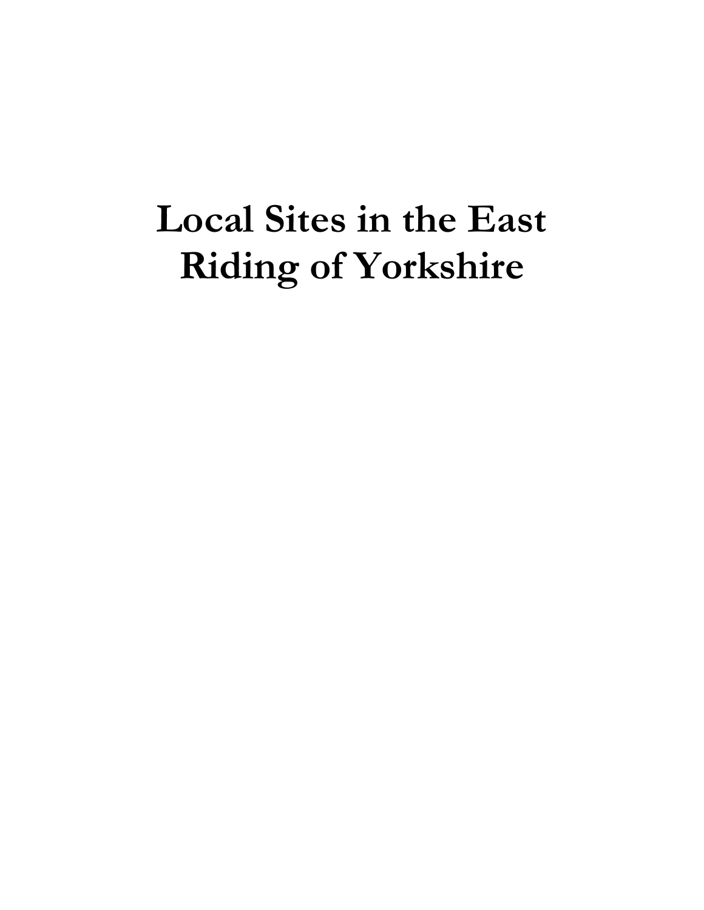# Local Sites in the East Riding of Yorkshire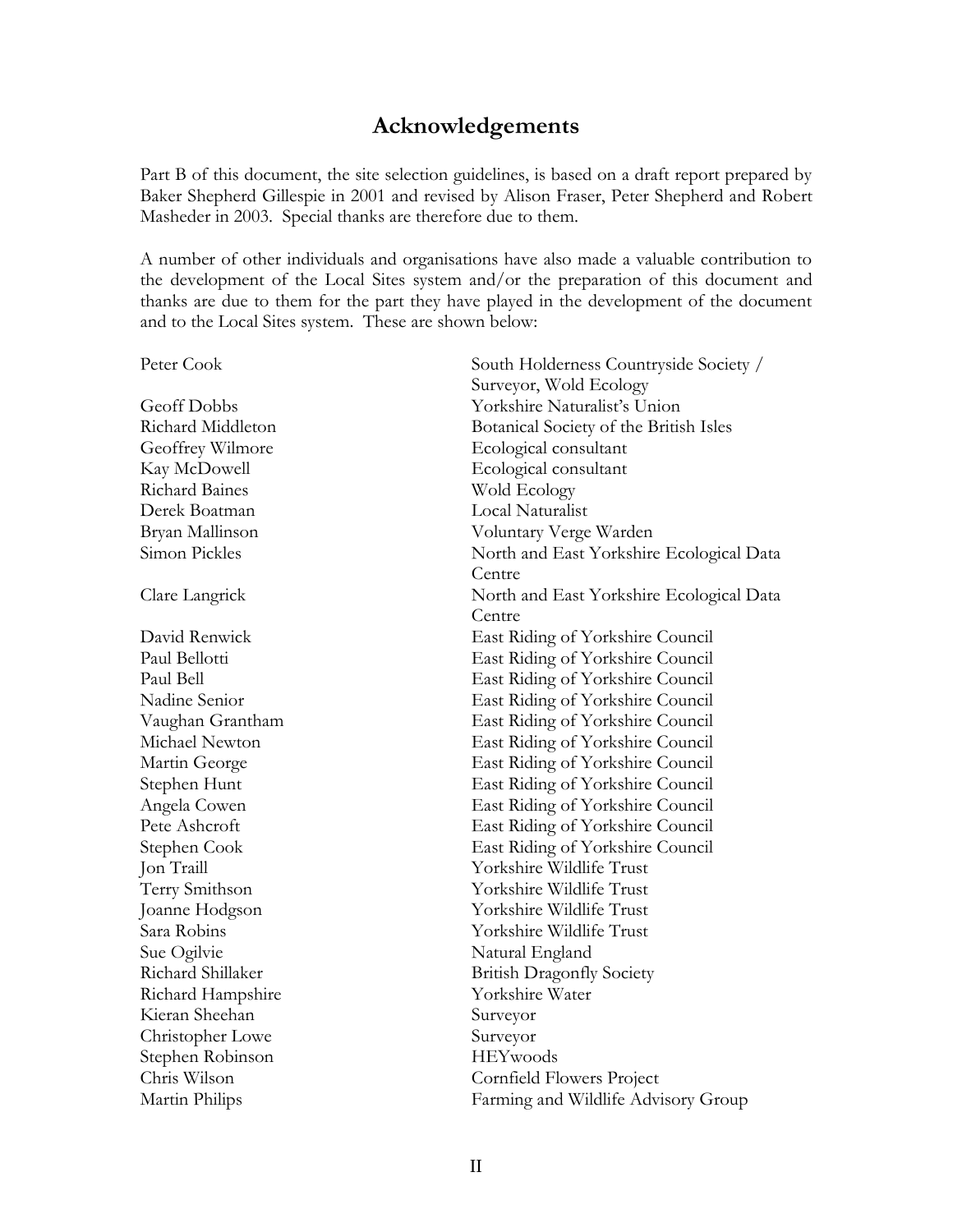# Acknowledgements

Part B of this document, the site selection guidelines, is based on a draft report prepared by Baker Shepherd Gillespie in 2001 and revised by Alison Fraser, Peter Shepherd and Robert Masheder in 2003. Special thanks are therefore due to them.

A number of other individuals and organisations have also made a valuable contribution to the development of the Local Sites system and/or the preparation of this document and thanks are due to them for the part they have played in the development of the document and to the Local Sites system. These are shown below:

| | |
|---|---|
| Peter Cook | South Holderness Countryside Society / Surveyor, Wold Ecology |
| Geoff Dobbs | Yorkshire Naturalist's Union |
| Richard Middleton | Botanical Society of the British Isles |
| Geoffrey Wilmore | Ecological consultant |
| Kay McDowell | Ecological consultant |
| Richard Baines | Wold Ecology |
| Derek Boatman | Local Naturalist |
| Bryan Mallinson | Voluntary Verge Warden |
| Simon Pickles | North and East Yorkshire Ecological Data Centre |
| Clare Langrick | North and East Yorkshire Ecological Data Centre |
| David Renwick | East Riding of Yorkshire Council |
| Paul Bellotti | East Riding of Yorkshire Council |
| Paul Bell | East Riding of Yorkshire Council |
| Nadine Senior | East Riding of Yorkshire Council |
| Vaughan Grantham | East Riding of Yorkshire Council |
| Michael Newton | East Riding of Yorkshire Council |
| Martin George | East Riding of Yorkshire Council |
| Stephen Hunt | East Riding of Yorkshire Council |
| Angela Cowen | East Riding of Yorkshire Council |
| Pete Ashcroft | East Riding of Yorkshire Council |
| Stephen Cook | East Riding of Yorkshire Council |
| Jon Traill | Yorkshire Wildlife Trust |
| Terry Smithson | Yorkshire Wildlife Trust |
| Joanne Hodgson | Yorkshire Wildlife Trust |
| Sara Robins | Yorkshire Wildlife Trust |
| Sue Ogilvie | Natural England |
| Richard Shillaker | British Dragonfly Society |
| Richard Hampshire | Yorkshire Water |
| Kieran Sheehan | Surveyor |
| Christopher Lowe | Surveyor |
| Stephen Robinson | HEYwoods |
| Chris Wilson | Cornfield Flowers Project |
| Martin Philips | Farming and Wildlife Advisory Group |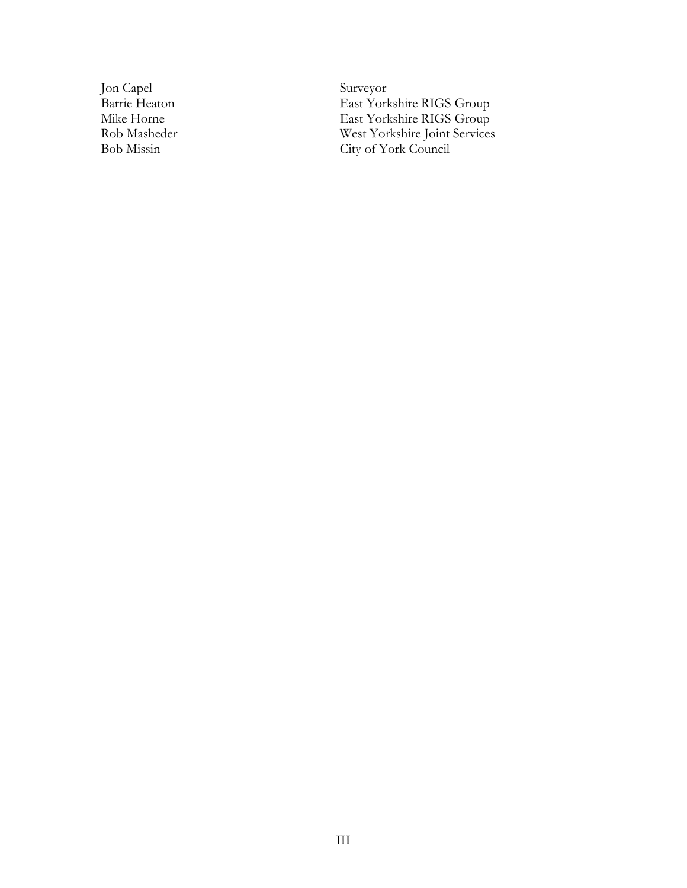| | |
|---|---|
| Jon Capel | Surveyor |
| Barrie Heaton | East Yorkshire RIGS Group |
| Mike Horne | East Yorkshire RIGS Group |
| Rob Masheder | West Yorkshire Joint Services |
| Bob Missin | City of York Council |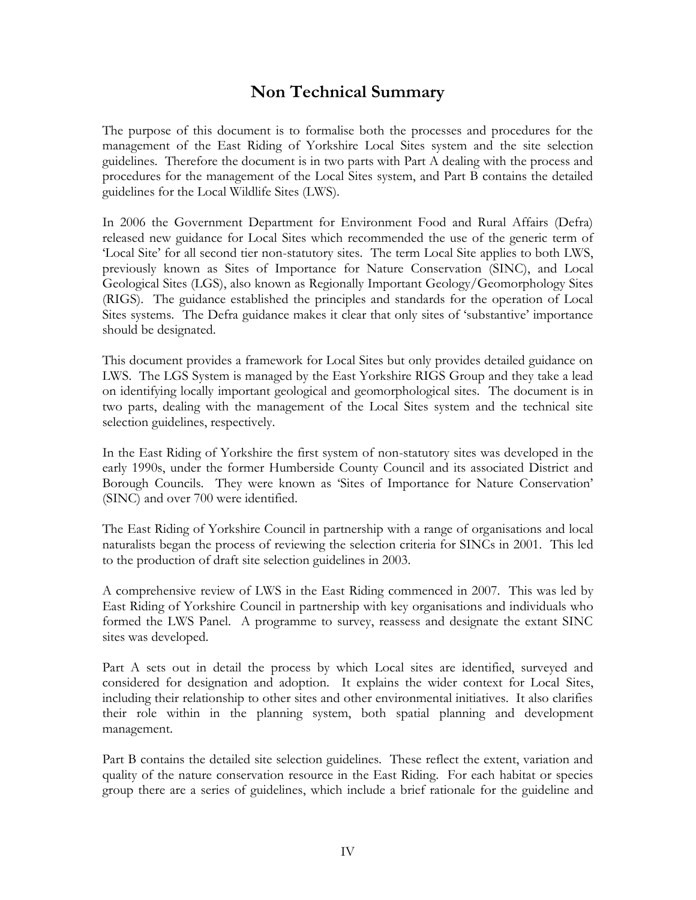# Non Technical Summary

The purpose of this document is to formalise both the processes and procedures for the management of the East Riding of Yorkshire Local Sites system and the site selection guidelines. Therefore the document is in two parts with Part A dealing with the process and procedures for the management of the Local Sites system, and Part B contains the detailed guidelines for the Local Wildlife Sites (LWS).

In 2006 the Government Department for Environment Food and Rural Affairs (Defra) released new guidance for Local Sites which recommended the use of the generic term of 'Local Site' for all second tier non-statutory sites. The term Local Site applies to both LWS, previously known as Sites of Importance for Nature Conservation (SINC), and Local Geological Sites (LGS), also known as Regionally Important Geology/Geomorphology Sites (RIGS). The guidance established the principles and standards for the operation of Local Sites systems. The Defra guidance makes it clear that only sites of 'substantive' importance should be designated.

This document provides a framework for Local Sites but only provides detailed guidance on LWS. The LGS System is managed by the East Yorkshire RIGS Group and they take a lead on identifying locally important geological and geomorphological sites. The document is in two parts, dealing with the management of the Local Sites system and the technical site selection guidelines, respectively.

In the East Riding of Yorkshire the first system of non-statutory sites was developed in the early 1990s, under the former Humberside County Council and its associated District and Borough Councils. They were known as 'Sites of Importance for Nature Conservation' (SINC) and over 700 were identified.

The East Riding of Yorkshire Council in partnership with a range of organisations and local naturalists began the process of reviewing the selection criteria for SINCs in 2001. This led to the production of draft site selection guidelines in 2003.

A comprehensive review of LWS in the East Riding commenced in 2007. This was led by East Riding of Yorkshire Council in partnership with key organisations and individuals who formed the LWS Panel. A programme to survey, reassess and designate the extant SINC sites was developed.

Part A sets out in detail the process by which Local sites are identified, surveyed and considered for designation and adoption. It explains the wider context for Local Sites, including their relationship to other sites and other environmental initiatives. It also clarifies their role within in the planning system, both spatial planning and development management.

Part B contains the detailed site selection guidelines. These reflect the extent, variation and quality of the nature conservation resource in the East Riding. For each habitat or species group there are a series of guidelines, which include a brief rationale for the guideline and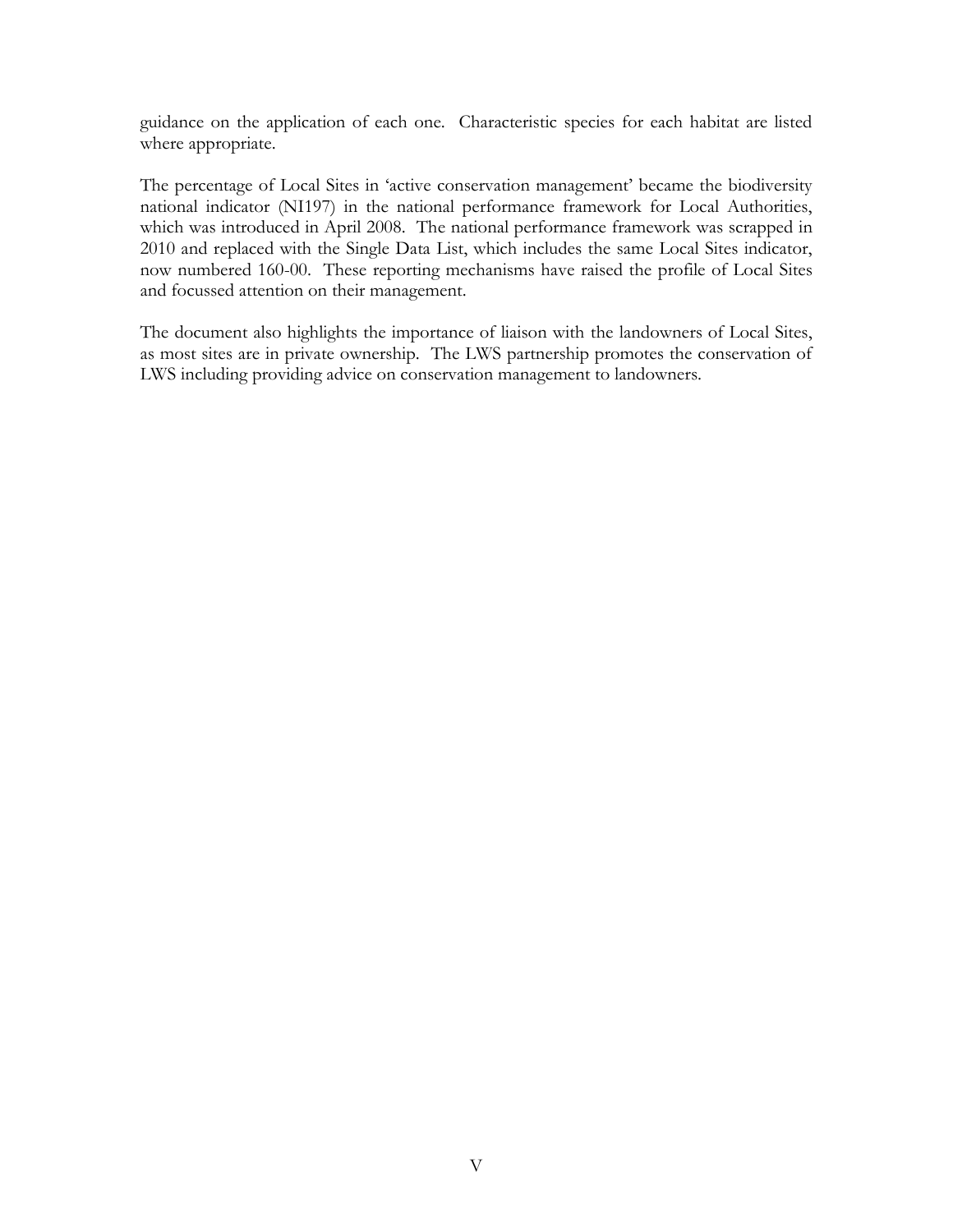guidance on the application of each one. Characteristic species for each habitat are listed where appropriate.

The percentage of Local Sites in 'active conservation management' became the biodiversity national indicator (NI197) in the national performance framework for Local Authorities, which was introduced in April 2008. The national performance framework was scrapped in 2010 and replaced with the Single Data List, which includes the same Local Sites indicator, now numbered 160-00. These reporting mechanisms have raised the profile of Local Sites and focussed attention on their management.

The document also highlights the importance of liaison with the landowners of Local Sites, as most sites are in private ownership. The LWS partnership promotes the conservation of LWS including providing advice on conservation management to landowners.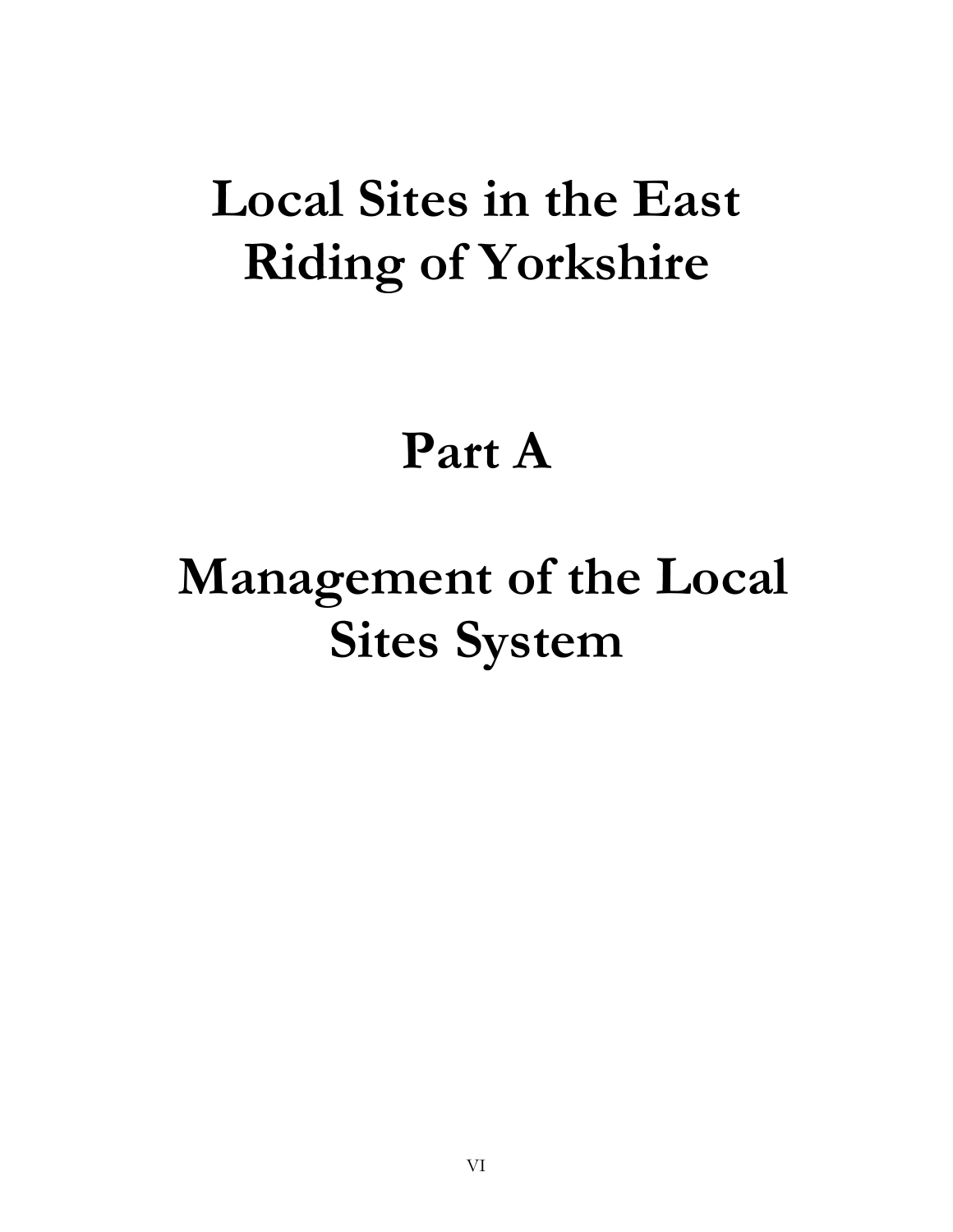# Local Sites in the East Riding of Yorkshire

# Part A

# Management of the Local Sites System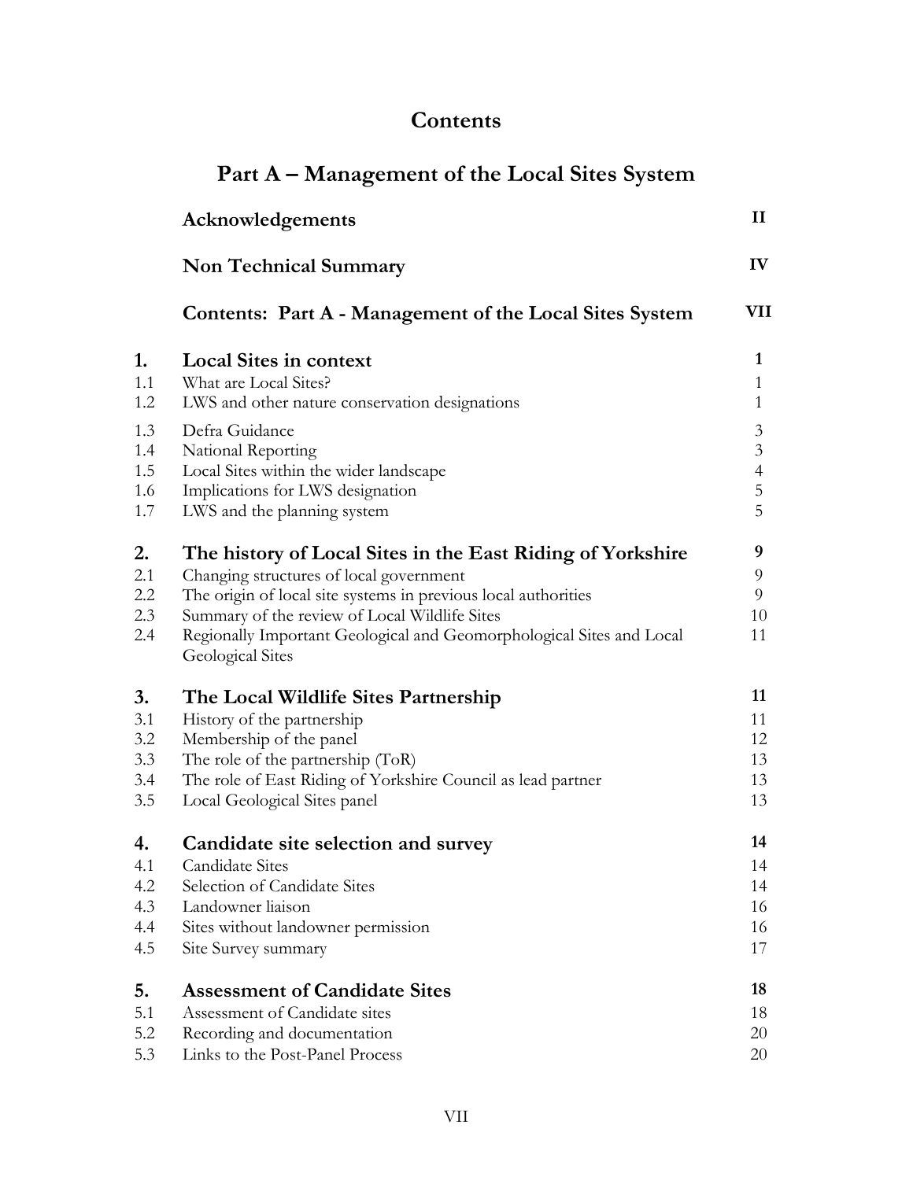# Contents

## Part A – Management of the Local Sites System

| | | |
|---|---|---|
| | **Acknowledgements** | **II** |
| | **Non Technical Summary** | **IV** |
| | **Contents: Part A - Management of the Local Sites System** | **VII** |
| **1.** | **Local Sites in context** | **1** |
| 1.1 | What are Local Sites? | 1 |
| 1.2 | LWS and other nature conservation designations | 1 |
| 1.3 | Defra Guidance | 3 |
| 1.4 | National Reporting | 3 |
| 1.5 | Local Sites within the wider landscape | 4 |
| 1.6 | Implications for LWS designation | 5 |
| 1.7 | LWS and the planning system | 5 |
| **2.** | **The history of Local Sites in the East Riding of Yorkshire** | **9** |
| 2.1 | Changing structures of local government | 9 |
| 2.2 | The origin of local site systems in previous local authorities | 9 |
| 2.3 | Summary of the review of Local Wildlife Sites | 10 |
| 2.4 | Regionally Important Geological and Geomorphological Sites and Local Geological Sites | 11 |
| **3.** | **The Local Wildlife Sites Partnership** | **11** |
| 3.1 | History of the partnership | 11 |
| 3.2 | Membership of the panel | 12 |
| 3.3 | The role of the partnership (ToR) | 13 |
| 3.4 | The role of East Riding of Yorkshire Council as lead partner | 13 |
| 3.5 | Local Geological Sites panel | 13 |
| **4.** | **Candidate site selection and survey** | **14** |
| 4.1 | Candidate Sites | 14 |
| 4.2 | Selection of Candidate Sites | 14 |
| 4.3 | Landowner liaison | 16 |
| 4.4 | Sites without landowner permission | 16 |
| 4.5 | Site Survey summary | 17 |
| **5.** | **Assessment of Candidate Sites** | **18** |
| 5.1 | Assessment of Candidate sites | 18 |
| 5.2 | Recording and documentation | 20 |
| 5.3 | Links to the Post-Panel Process | 20 |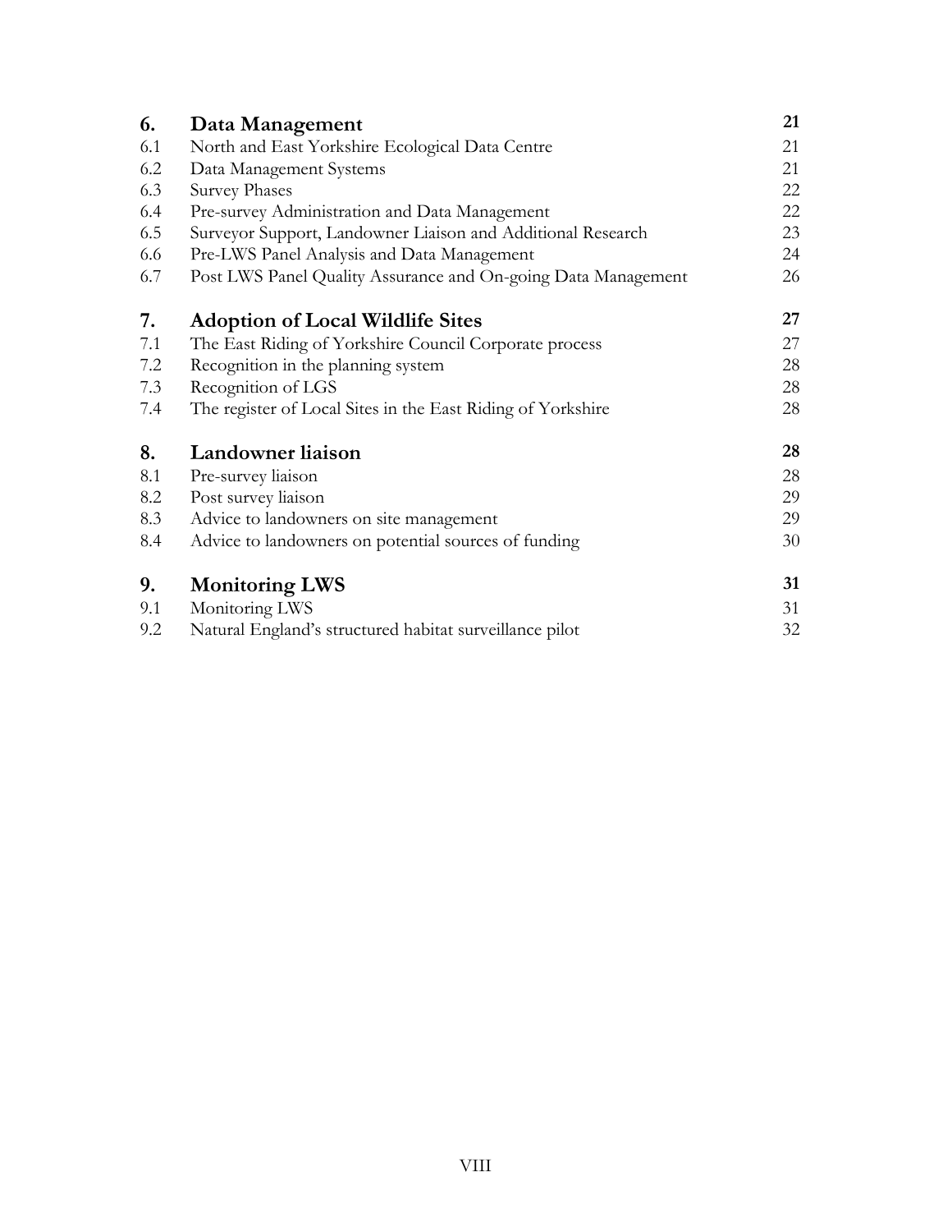| | | |
|---|---|---|
| **6.** | **Data Management** | **21** |
| 6.1 | North and East Yorkshire Ecological Data Centre | 21 |
| 6.2 | Data Management Systems | 21 |
| 6.3 | Survey Phases | 22 |
| 6.4 | Pre-survey Administration and Data Management | 22 |
| 6.5 | Surveyor Support, Landowner Liaison and Additional Research | 23 |
| 6.6 | Pre-LWS Panel Analysis and Data Management | 24 |
| 6.7 | Post LWS Panel Quality Assurance and On-going Data Management | 26 |
| **7.** | **Adoption of Local Wildlife Sites** | **27** |
| 7.1 | The East Riding of Yorkshire Council Corporate process | 27 |
| 7.2 | Recognition in the planning system | 28 |
| 7.3 | Recognition of LGS | 28 |
| 7.4 | The register of Local Sites in the East Riding of Yorkshire | 28 |
| **8.** | **Landowner liaison** | **28** |
| 8.1 | Pre-survey liaison | 28 |
| 8.2 | Post survey liaison | 29 |
| 8.3 | Advice to landowners on site management | 29 |
| 8.4 | Advice to landowners on potential sources of funding | 30 |
| **9.** | **Monitoring LWS** | **31** |
| 9.1 | Monitoring LWS | 31 |
| 9.2 | Natural England's structured habitat surveillance pilot | 32 |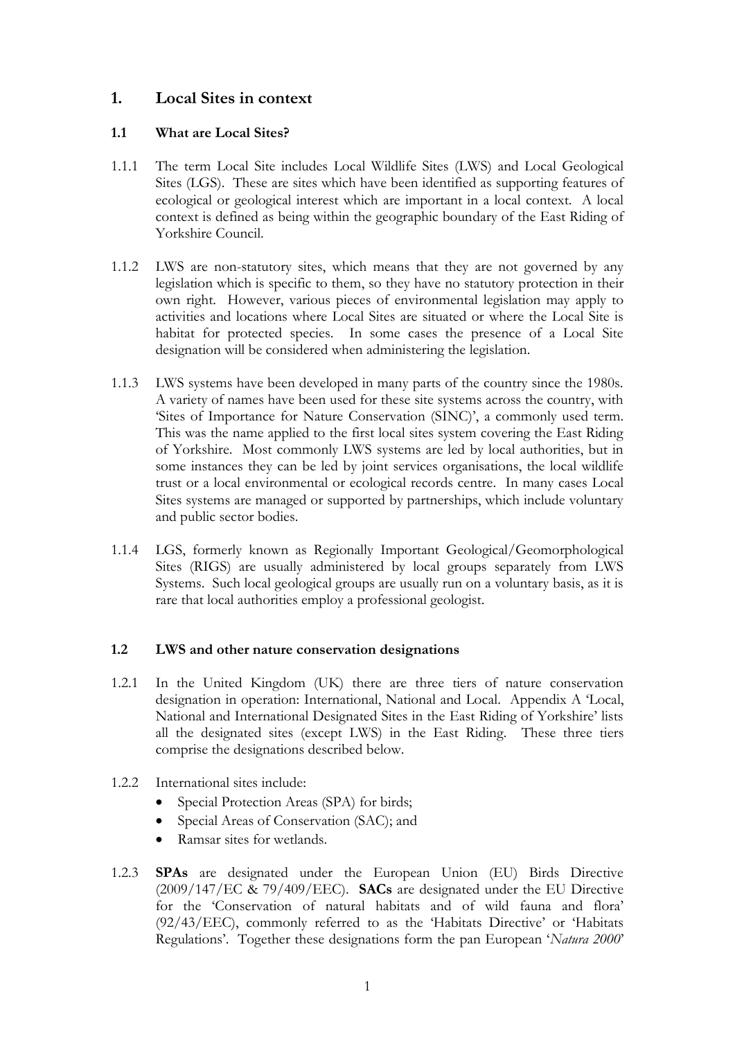## 1. Local Sites in context

### 1.1 What are Local Sites?

1.1.1 The term Local Site includes Local Wildlife Sites (LWS) and Local Geological Sites (LGS). These are sites which have been identified as supporting features of ecological or geological interest which are important in a local context. A local context is defined as being within the geographic boundary of the East Riding of Yorkshire Council.

1.1.2 LWS are non-statutory sites, which means that they are not governed by any legislation which is specific to them, so they have no statutory protection in their own right. However, various pieces of environmental legislation may apply to activities and locations where Local Sites are situated or where the Local Site is habitat for protected species. In some cases the presence of a Local Site designation will be considered when administering the legislation.

1.1.3 LWS systems have been developed in many parts of the country since the 1980s. A variety of names have been used for these site systems across the country, with 'Sites of Importance for Nature Conservation (SINC)', a commonly used term. This was the name applied to the first local sites system covering the East Riding of Yorkshire. Most commonly LWS systems are led by local authorities, but in some instances they can be led by joint services organisations, the local wildlife trust or a local environmental or ecological records centre. In many cases Local Sites systems are managed or supported by partnerships, which include voluntary and public sector bodies.

1.1.4 LGS, formerly known as Regionally Important Geological/Geomorphological Sites (RIGS) are usually administered by local groups separately from LWS Systems. Such local geological groups are usually run on a voluntary basis, as it is rare that local authorities employ a professional geologist.

### 1.2 LWS and other nature conservation designations

1.2.1 In the United Kingdom (UK) there are three tiers of nature conservation designation in operation: International, National and Local. Appendix A 'Local, National and International Designated Sites in the East Riding of Yorkshire' lists all the designated sites (except LWS) in the East Riding. These three tiers comprise the designations described below.

1.2.2 International sites include:

- Special Protection Areas (SPA) for birds;
- Special Areas of Conservation (SAC); and
- Ramsar sites for wetlands.

1.2.3 **SPAs** are designated under the European Union (EU) Birds Directive (2009/147/EC & 79/409/EEC). **SACs** are designated under the EU Directive for the 'Conservation of natural habitats and of wild fauna and flora' (92/43/EEC), commonly referred to as the 'Habitats Directive' or 'Habitats Regulations'. Together these designations form the pan European '*Natura 2000*'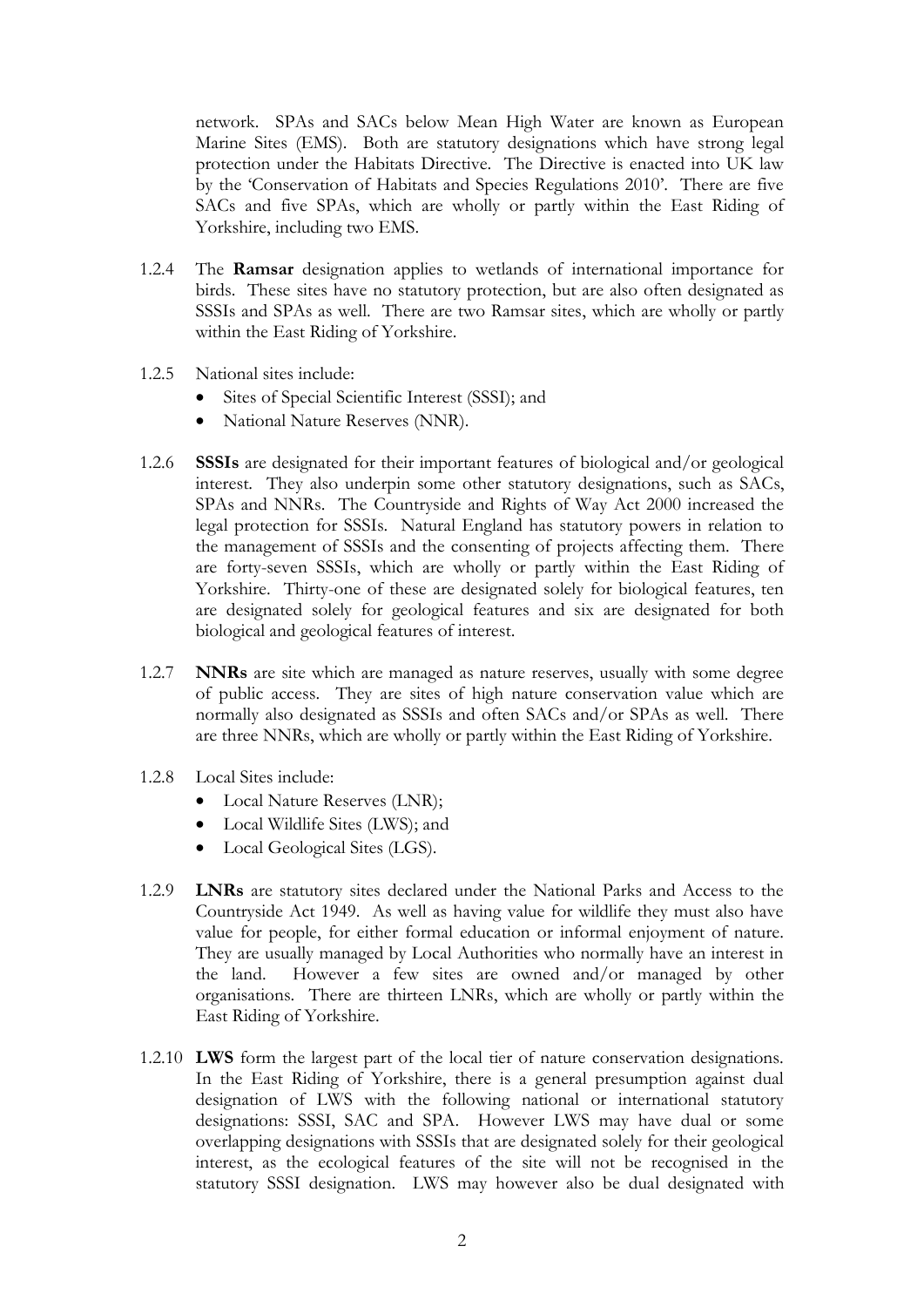network. SPAs and SACs below Mean High Water are known as European Marine Sites (EMS). Both are statutory designations which have strong legal protection under the Habitats Directive. The Directive is enacted into UK law by the 'Conservation of Habitats and Species Regulations 2010'. There are five SACs and five SPAs, which are wholly or partly within the East Riding of Yorkshire, including two EMS.

1.2.4 The **Ramsar** designation applies to wetlands of international importance for birds. These sites have no statutory protection, but are also often designated as SSSIs and SPAs as well. There are two Ramsar sites, which are wholly or partly within the East Riding of Yorkshire.

1.2.5 National sites include:

- Sites of Special Scientific Interest (SSSI); and
- National Nature Reserves (NNR).

1.2.6 **SSSIs** are designated for their important features of biological and/or geological interest. They also underpin some other statutory designations, such as SACs, SPAs and NNRs. The Countryside and Rights of Way Act 2000 increased the legal protection for SSSIs. Natural England has statutory powers in relation to the management of SSSIs and the consenting of projects affecting them. There are forty-seven SSSIs, which are wholly or partly within the East Riding of Yorkshire. Thirty-one of these are designated solely for biological features, ten are designated solely for geological features and six are designated for both biological and geological features of interest.

1.2.7 **NNRs** are site which are managed as nature reserves, usually with some degree of public access. They are sites of high nature conservation value which are normally also designated as SSSIs and often SACs and/or SPAs as well. There are three NNRs, which are wholly or partly within the East Riding of Yorkshire.

1.2.8 Local Sites include:

- Local Nature Reserves (LNR);
- Local Wildlife Sites (LWS); and
- Local Geological Sites (LGS).

1.2.9 **LNRs** are statutory sites declared under the National Parks and Access to the Countryside Act 1949. As well as having value for wildlife they must also have value for people, for either formal education or informal enjoyment of nature. They are usually managed by Local Authorities who normally have an interest in the land. However a few sites are owned and/or managed by other organisations. There are thirteen LNRs, which are wholly or partly within the East Riding of Yorkshire.

1.2.10 **LWS** form the largest part of the local tier of nature conservation designations. In the East Riding of Yorkshire, there is a general presumption against dual designation of LWS with the following national or international statutory designations: SSSI, SAC and SPA. However LWS may have dual or some overlapping designations with SSSIs that are designated solely for their geological interest, as the ecological features of the site will not be recognised in the statutory SSSI designation. LWS may however also be dual designated with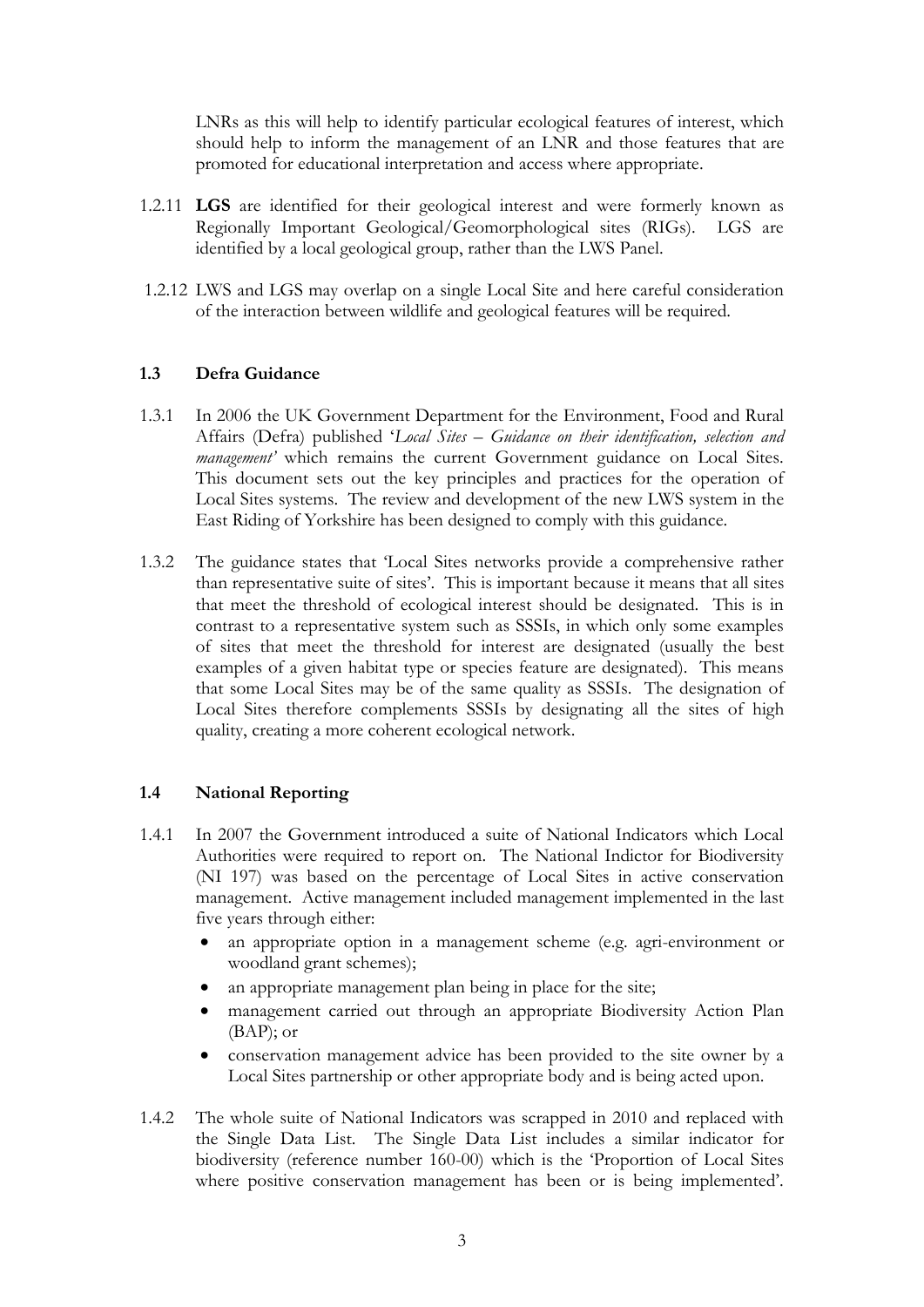LNRs as this will help to identify particular ecological features of interest, which should help to inform the management of an LNR and those features that are promoted for educational interpretation and access where appropriate.

1.2.11 **LGS** are identified for their geological interest and were formerly known as Regionally Important Geological/Geomorphological sites (RIGs). LGS are identified by a local geological group, rather than the LWS Panel.

1.2.12 LWS and LGS may overlap on a single Local Site and here careful consideration of the interaction between wildlife and geological features will be required.

### 1.3 Defra Guidance

1.3.1 In 2006 the UK Government Department for the Environment, Food and Rural Affairs (Defra) published '*Local Sites – Guidance on their identification, selection and management'* which remains the current Government guidance on Local Sites. This document sets out the key principles and practices for the operation of Local Sites systems. The review and development of the new LWS system in the East Riding of Yorkshire has been designed to comply with this guidance.

1.3.2 The guidance states that 'Local Sites networks provide a comprehensive rather than representative suite of sites'. This is important because it means that all sites that meet the threshold of ecological interest should be designated. This is in contrast to a representative system such as SSSIs, in which only some examples of sites that meet the threshold for interest are designated (usually the best examples of a given habitat type or species feature are designated). This means that some Local Sites may be of the same quality as SSSIs. The designation of Local Sites therefore complements SSSIs by designating all the sites of high quality, creating a more coherent ecological network.

### 1.4 National Reporting

1.4.1 In 2007 the Government introduced a suite of National Indicators which Local Authorities were required to report on. The National Indictor for Biodiversity (NI 197) was based on the percentage of Local Sites in active conservation management. Active management included management implemented in the last five years through either:

- an appropriate option in a management scheme (e.g. agri-environment or woodland grant schemes);
- an appropriate management plan being in place for the site;
- management carried out through an appropriate Biodiversity Action Plan (BAP); or
- conservation management advice has been provided to the site owner by a Local Sites partnership or other appropriate body and is being acted upon.

1.4.2 The whole suite of National Indicators was scrapped in 2010 and replaced with the Single Data List. The Single Data List includes a similar indicator for biodiversity (reference number 160-00) which is the 'Proportion of Local Sites where positive conservation management has been or is being implemented'.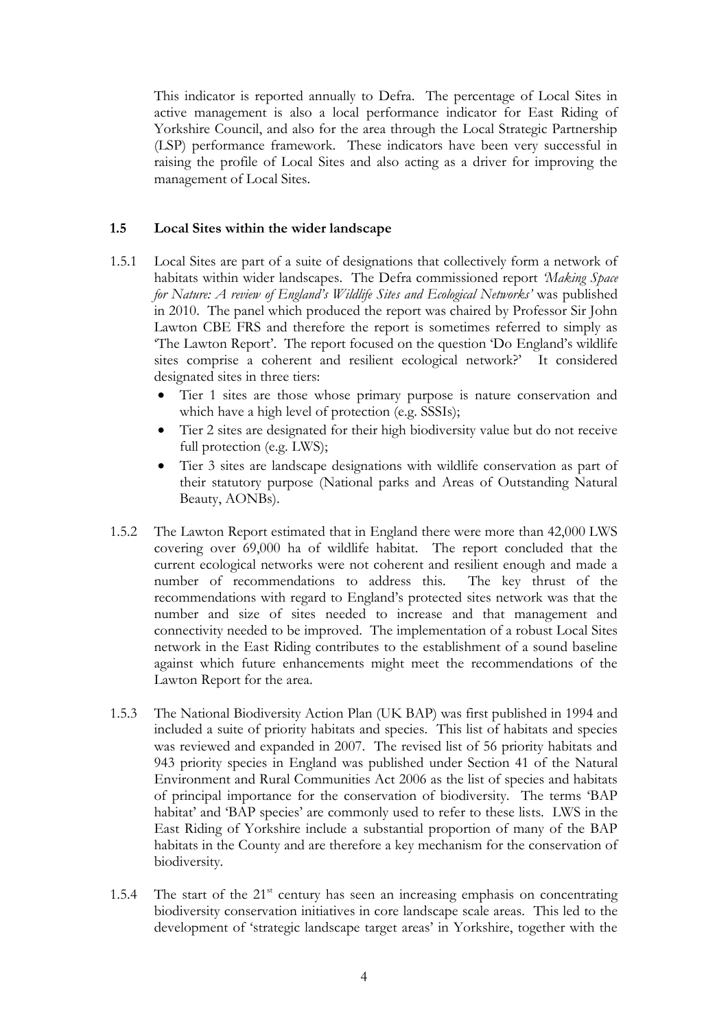This indicator is reported annually to Defra. The percentage of Local Sites in active management is also a local performance indicator for East Riding of Yorkshire Council, and also for the area through the Local Strategic Partnership (LSP) performance framework. These indicators have been very successful in raising the profile of Local Sites and also acting as a driver for improving the management of Local Sites.

### 1.5 Local Sites within the wider landscape

1.5.1 Local Sites are part of a suite of designations that collectively form a network of habitats within wider landscapes. The Defra commissioned report *'Making Space for Nature: A review of England's Wildlife Sites and Ecological Networks'* was published in 2010. The panel which produced the report was chaired by Professor Sir John Lawton CBE FRS and therefore the report is sometimes referred to simply as 'The Lawton Report'. The report focused on the question 'Do England's wildlife sites comprise a coherent and resilient ecological network?' It considered designated sites in three tiers:

- Tier 1 sites are those whose primary purpose is nature conservation and which have a high level of protection (e.g. SSSIs);
- Tier 2 sites are designated for their high biodiversity value but do not receive full protection (e.g. LWS);
- Tier 3 sites are landscape designations with wildlife conservation as part of their statutory purpose (National parks and Areas of Outstanding Natural Beauty, AONBs).

1.5.2 The Lawton Report estimated that in England there were more than 42,000 LWS covering over 69,000 ha of wildlife habitat. The report concluded that the current ecological networks were not coherent and resilient enough and made a number of recommendations to address this. The key thrust of the recommendations with regard to England's protected sites network was that the number and size of sites needed to increase and that management and connectivity needed to be improved. The implementation of a robust Local Sites network in the East Riding contributes to the establishment of a sound baseline against which future enhancements might meet the recommendations of the Lawton Report for the area.

1.5.3 The National Biodiversity Action Plan (UK BAP) was first published in 1994 and included a suite of priority habitats and species. This list of habitats and species was reviewed and expanded in 2007. The revised list of 56 priority habitats and 943 priority species in England was published under Section 41 of the Natural Environment and Rural Communities Act 2006 as the list of species and habitats of principal importance for the conservation of biodiversity. The terms 'BAP habitat' and 'BAP species' are commonly used to refer to these lists. LWS in the East Riding of Yorkshire include a substantial proportion of many of the BAP habitats in the County and are therefore a key mechanism for the conservation of biodiversity.

1.5.4 The start of the 21st century has seen an increasing emphasis on concentrating biodiversity conservation initiatives in core landscape scale areas. This led to the development of 'strategic landscape target areas' in Yorkshire, together with the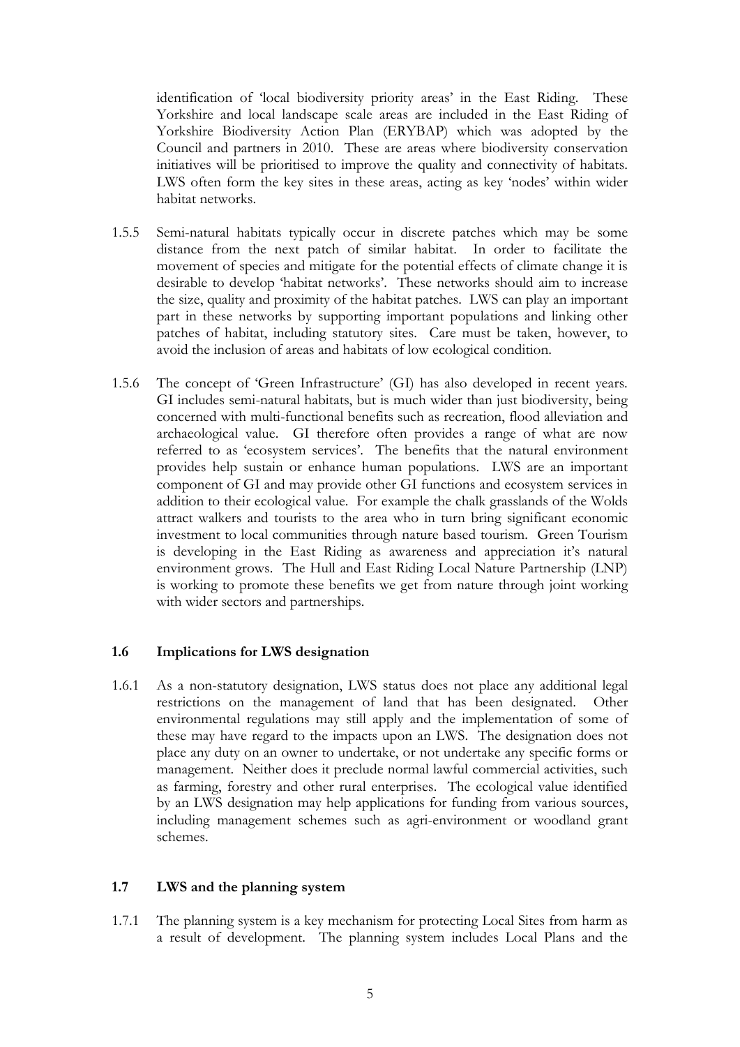identification of 'local biodiversity priority areas' in the East Riding. These Yorkshire and local landscape scale areas are included in the East Riding of Yorkshire Biodiversity Action Plan (ERYBAP) which was adopted by the Council and partners in 2010. These are areas where biodiversity conservation initiatives will be prioritised to improve the quality and connectivity of habitats. LWS often form the key sites in these areas, acting as key 'nodes' within wider habitat networks.

1.5.5 Semi-natural habitats typically occur in discrete patches which may be some distance from the next patch of similar habitat. In order to facilitate the movement of species and mitigate for the potential effects of climate change it is desirable to develop 'habitat networks'. These networks should aim to increase the size, quality and proximity of the habitat patches. LWS can play an important part in these networks by supporting important populations and linking other patches of habitat, including statutory sites. Care must be taken, however, to avoid the inclusion of areas and habitats of low ecological condition.

1.5.6 The concept of 'Green Infrastructure' (GI) has also developed in recent years. GI includes semi-natural habitats, but is much wider than just biodiversity, being concerned with multi-functional benefits such as recreation, flood alleviation and archaeological value. GI therefore often provides a range of what are now referred to as 'ecosystem services'. The benefits that the natural environment provides help sustain or enhance human populations. LWS are an important component of GI and may provide other GI functions and ecosystem services in addition to their ecological value. For example the chalk grasslands of the Wolds attract walkers and tourists to the area who in turn bring significant economic investment to local communities through nature based tourism. Green Tourism is developing in the East Riding as awareness and appreciation it's natural environment grows. The Hull and East Riding Local Nature Partnership (LNP) is working to promote these benefits we get from nature through joint working with wider sectors and partnerships.

### 1.6 Implications for LWS designation

1.6.1 As a non-statutory designation, LWS status does not place any additional legal restrictions on the management of land that has been designated. Other environmental regulations may still apply and the implementation of some of these may have regard to the impacts upon an LWS. The designation does not place any duty on an owner to undertake, or not undertake any specific forms or management. Neither does it preclude normal lawful commercial activities, such as farming, forestry and other rural enterprises. The ecological value identified by an LWS designation may help applications for funding from various sources, including management schemes such as agri-environment or woodland grant schemes.

### 1.7 LWS and the planning system

1.7.1 The planning system is a key mechanism for protecting Local Sites from harm as a result of development. The planning system includes Local Plans and the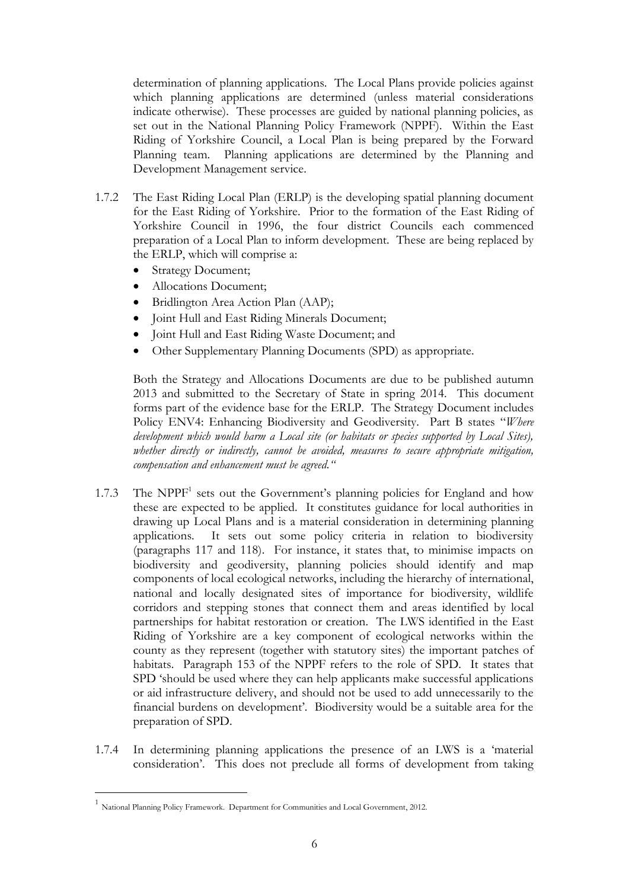determination of planning applications. The Local Plans provide policies against which planning applications are determined (unless material considerations indicate otherwise). These processes are guided by national planning policies, as set out in the National Planning Policy Framework (NPPF). Within the East Riding of Yorkshire Council, a Local Plan is being prepared by the Forward Planning team. Planning applications are determined by the Planning and Development Management service.

1.7.2 The East Riding Local Plan (ERLP) is the developing spatial planning document for the East Riding of Yorkshire. Prior to the formation of the East Riding of Yorkshire Council in 1996, the four district Councils each commenced preparation of a Local Plan to inform development. These are being replaced by the ERLP, which will comprise a:

- Strategy Document;
- Allocations Document;
- Bridlington Area Action Plan (AAP);
- Joint Hull and East Riding Minerals Document;
- Joint Hull and East Riding Waste Document; and
- Other Supplementary Planning Documents (SPD) as appropriate.

Both the Strategy and Allocations Documents are due to be published autumn 2013 and submitted to the Secretary of State in spring 2014. This document forms part of the evidence base for the ERLP. The Strategy Document includes Policy ENV4: Enhancing Biodiversity and Geodiversity. Part B states "*Where development which would harm a Local site (or habitats or species supported by Local Sites), whether directly or indirectly, cannot be avoided, measures to secure appropriate mitigation, compensation and enhancement must be agreed.*"

1.7.3 The NPPF[1] sets out the Government's planning policies for England and how these are expected to be applied. It constitutes guidance for local authorities in drawing up Local Plans and is a material consideration in determining planning applications. It sets out some policy criteria in relation to biodiversity (paragraphs 117 and 118). For instance, it states that, to minimise impacts on biodiversity and geodiversity, planning policies should identify and map components of local ecological networks, including the hierarchy of international, national and locally designated sites of importance for biodiversity, wildlife corridors and stepping stones that connect them and areas identified by local partnerships for habitat restoration or creation. The LWS identified in the East Riding of Yorkshire are a key component of ecological networks within the county as they represent (together with statutory sites) the important patches of habitats. Paragraph 153 of the NPPF refers to the role of SPD. It states that SPD 'should be used where they can help applicants make successful applications or aid infrastructure delivery, and should not be used to add unnecessarily to the financial burdens on development'. Biodiversity would be a suitable area for the preparation of SPD.

1.7.4 In determining planning applications the presence of an LWS is a 'material consideration'. This does not preclude all forms of development from taking

[1] National Planning Policy Framework. Department for Communities and Local Government, 2012.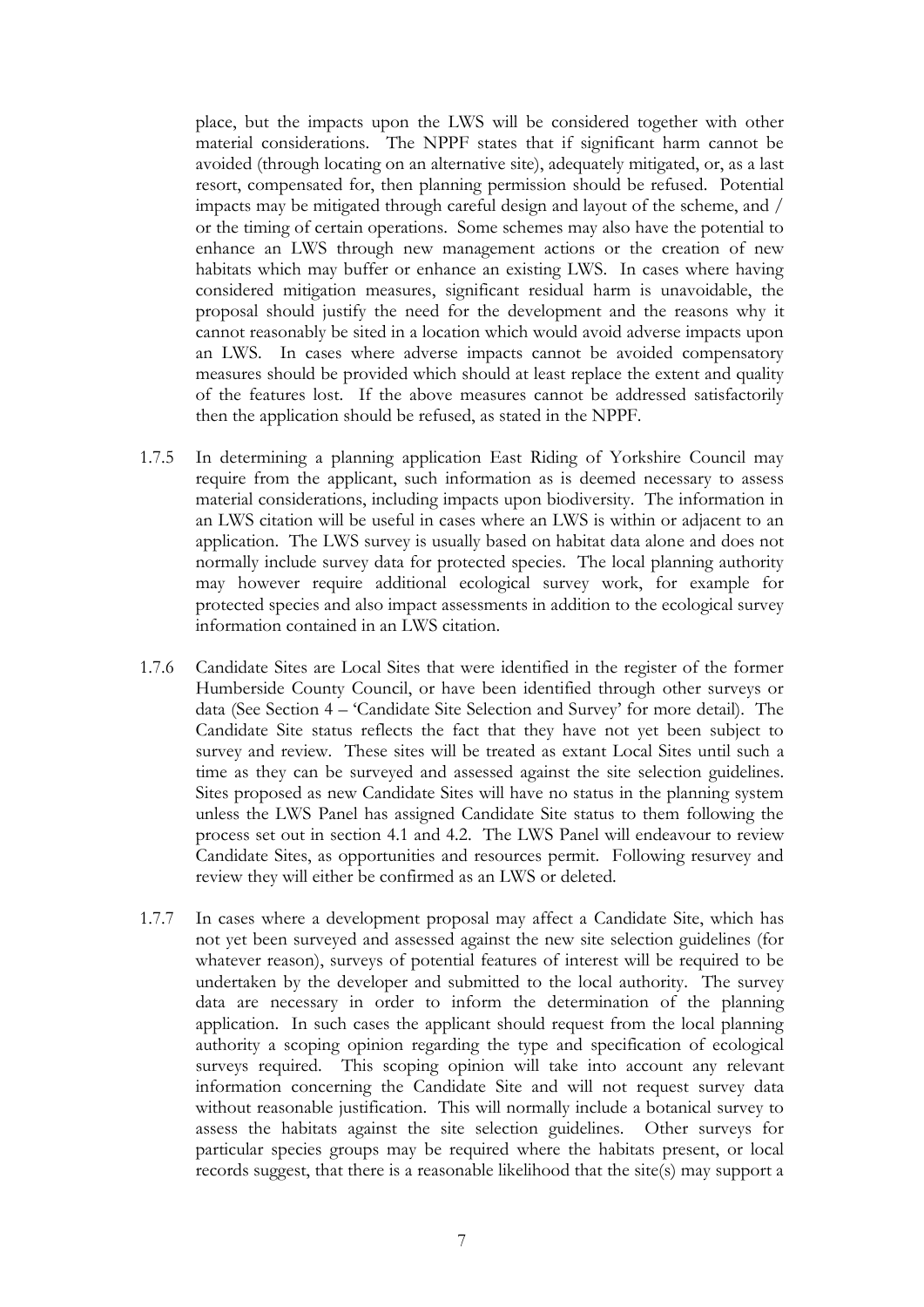place, but the impacts upon the LWS will be considered together with other material considerations. The NPPF states that if significant harm cannot be avoided (through locating on an alternative site), adequately mitigated, or, as a last resort, compensated for, then planning permission should be refused. Potential impacts may be mitigated through careful design and layout of the scheme, and / or the timing of certain operations. Some schemes may also have the potential to enhance an LWS through new management actions or the creation of new habitats which may buffer or enhance an existing LWS. In cases where having considered mitigation measures, significant residual harm is unavoidable, the proposal should justify the need for the development and the reasons why it cannot reasonably be sited in a location which would avoid adverse impacts upon an LWS. In cases where adverse impacts cannot be avoided compensatory measures should be provided which should at least replace the extent and quality of the features lost. If the above measures cannot be addressed satisfactorily then the application should be refused, as stated in the NPPF.

1.7.5 In determining a planning application East Riding of Yorkshire Council may require from the applicant, such information as is deemed necessary to assess material considerations, including impacts upon biodiversity. The information in an LWS citation will be useful in cases where an LWS is within or adjacent to an application. The LWS survey is usually based on habitat data alone and does not normally include survey data for protected species. The local planning authority may however require additional ecological survey work, for example for protected species and also impact assessments in addition to the ecological survey information contained in an LWS citation.

1.7.6 Candidate Sites are Local Sites that were identified in the register of the former Humberside County Council, or have been identified through other surveys or data (See Section 4 – 'Candidate Site Selection and Survey' for more detail). The Candidate Site status reflects the fact that they have not yet been subject to survey and review. These sites will be treated as extant Local Sites until such a time as they can be surveyed and assessed against the site selection guidelines. Sites proposed as new Candidate Sites will have no status in the planning system unless the LWS Panel has assigned Candidate Site status to them following the process set out in section 4.1 and 4.2. The LWS Panel will endeavour to review Candidate Sites, as opportunities and resources permit. Following resurvey and review they will either be confirmed as an LWS or deleted.

1.7.7 In cases where a development proposal may affect a Candidate Site, which has not yet been surveyed and assessed against the new site selection guidelines (for whatever reason), surveys of potential features of interest will be required to be undertaken by the developer and submitted to the local authority. The survey data are necessary in order to inform the determination of the planning application. In such cases the applicant should request from the local planning authority a scoping opinion regarding the type and specification of ecological surveys required. This scoping opinion will take into account any relevant information concerning the Candidate Site and will not request survey data without reasonable justification. This will normally include a botanical survey to assess the habitats against the site selection guidelines. Other surveys for particular species groups may be required where the habitats present, or local records suggest, that there is a reasonable likelihood that the site(s) may support a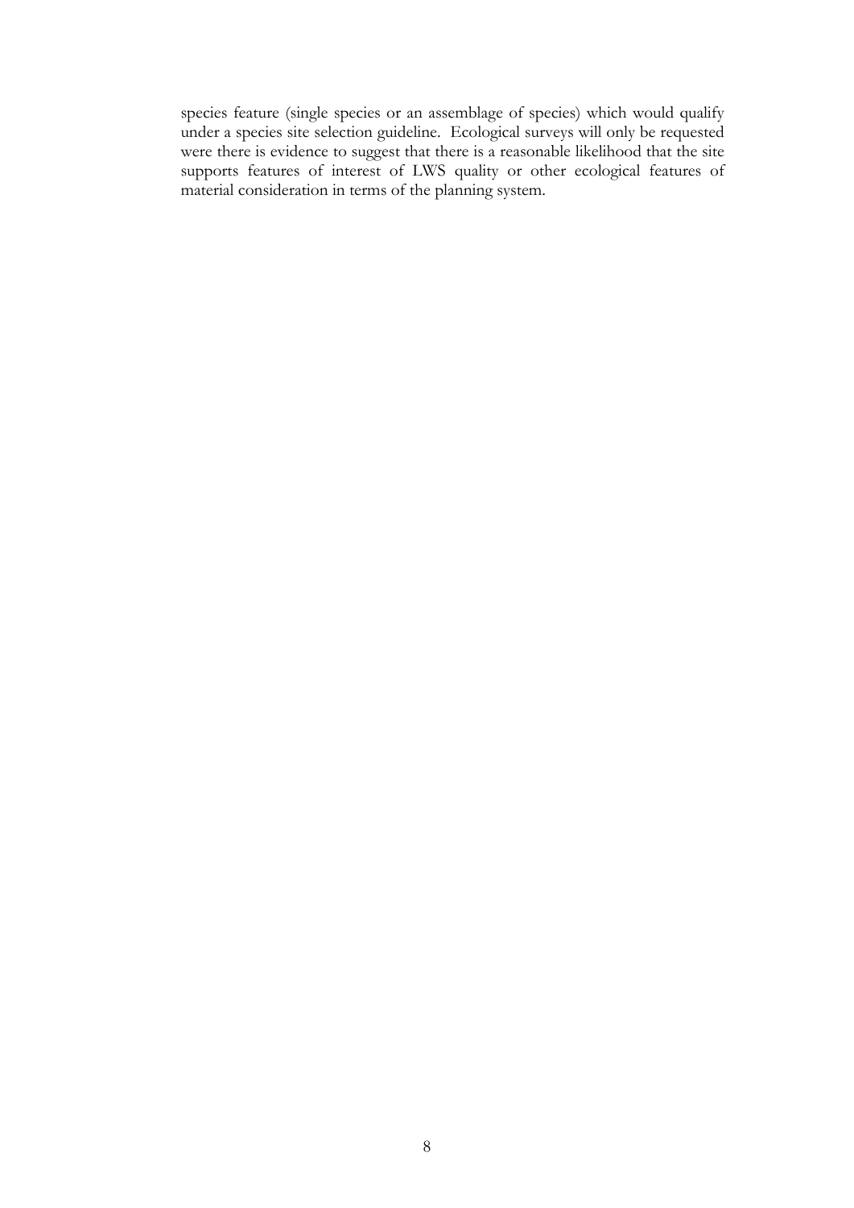species feature (single species or an assemblage of species) which would qualify under a species site selection guideline. Ecological surveys will only be requested were there is evidence to suggest that there is a reasonable likelihood that the site supports features of interest of LWS quality or other ecological features of material consideration in terms of the planning system.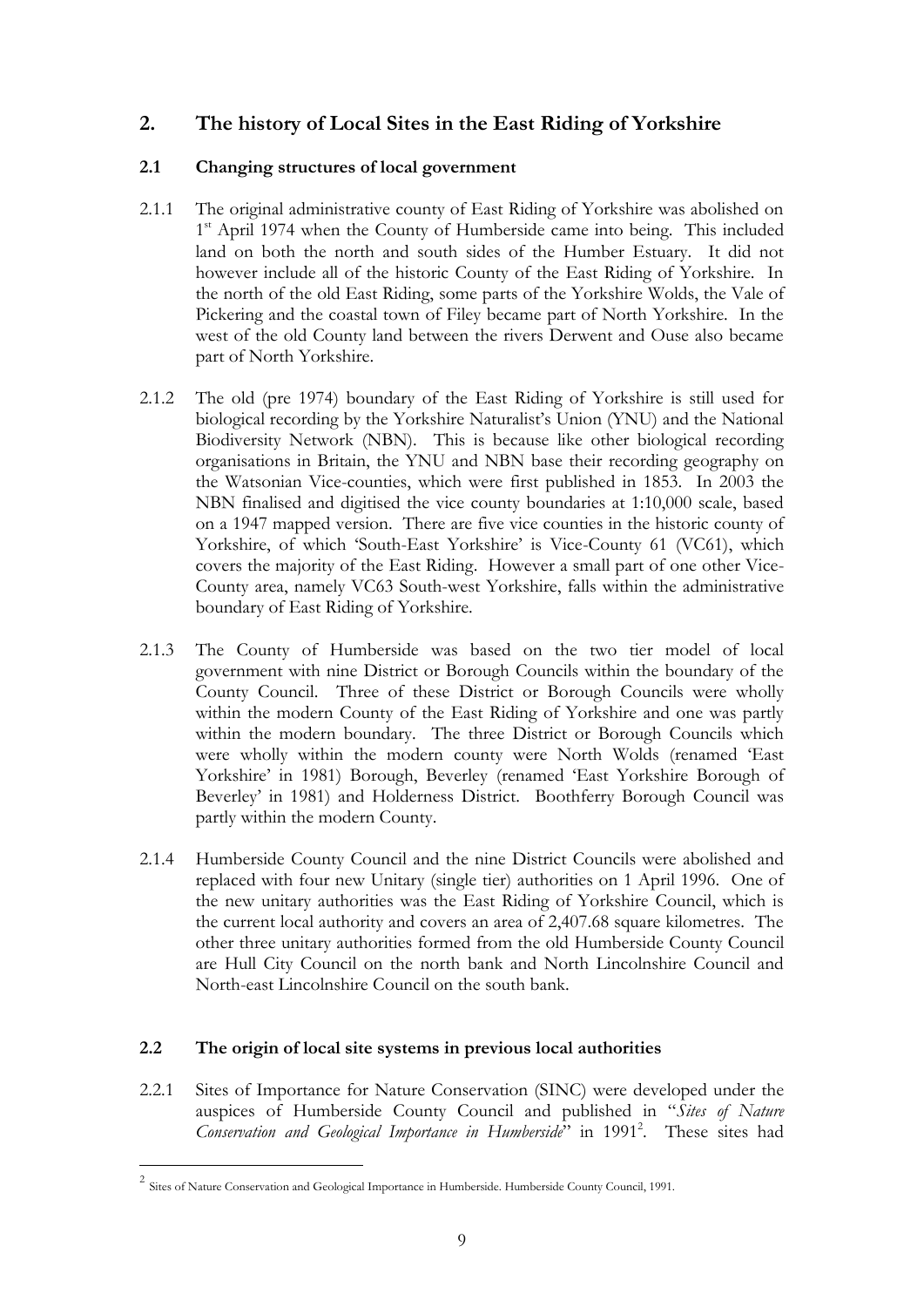## 2. The history of Local Sites in the East Riding of Yorkshire

### 2.1 Changing structures of local government

2.1.1 The original administrative county of East Riding of Yorkshire was abolished on 1st April 1974 when the County of Humberside came into being. This included land on both the north and south sides of the Humber Estuary. It did not however include all of the historic County of the East Riding of Yorkshire. In the north of the old East Riding, some parts of the Yorkshire Wolds, the Vale of Pickering and the coastal town of Filey became part of North Yorkshire. In the west of the old County land between the rivers Derwent and Ouse also became part of North Yorkshire.

2.1.2 The old (pre 1974) boundary of the East Riding of Yorkshire is still used for biological recording by the Yorkshire Naturalist's Union (YNU) and the National Biodiversity Network (NBN). This is because like other biological recording organisations in Britain, the YNU and NBN base their recording geography on the Watsonian Vice-counties, which were first published in 1853. In 2003 the NBN finalised and digitised the vice county boundaries at 1:10,000 scale, based on a 1947 mapped version. There are five vice counties in the historic county of Yorkshire, of which 'South-East Yorkshire' is Vice-County 61 (VC61), which covers the majority of the East Riding. However a small part of one other Vice-County area, namely VC63 South-west Yorkshire, falls within the administrative boundary of East Riding of Yorkshire.

2.1.3 The County of Humberside was based on the two tier model of local government with nine District or Borough Councils within the boundary of the County Council. Three of these District or Borough Councils were wholly within the modern County of the East Riding of Yorkshire and one was partly within the modern boundary. The three District or Borough Councils which were wholly within the modern county were North Wolds (renamed 'East Yorkshire' in 1981) Borough, Beverley (renamed 'East Yorkshire Borough of Beverley' in 1981) and Holderness District. Boothferry Borough Council was partly within the modern County.

2.1.4 Humberside County Council and the nine District Councils were abolished and replaced with four new Unitary (single tier) authorities on 1 April 1996. One of the new unitary authorities was the East Riding of Yorkshire Council, which is the current local authority and covers an area of 2,407.68 square kilometres. The other three unitary authorities formed from the old Humberside County Council are Hull City Council on the north bank and North Lincolnshire Council and North-east Lincolnshire Council on the south bank.

### 2.2 The origin of local site systems in previous local authorities

2.2.1 Sites of Importance for Nature Conservation (SINC) were developed under the auspices of Humberside County Council and published in "*Sites of Nature Conservation and Geological Importance in Humberside*" in 1991[2]. These sites had

---

[2] Sites of Nature Conservation and Geological Importance in Humberside. Humberside County Council, 1991.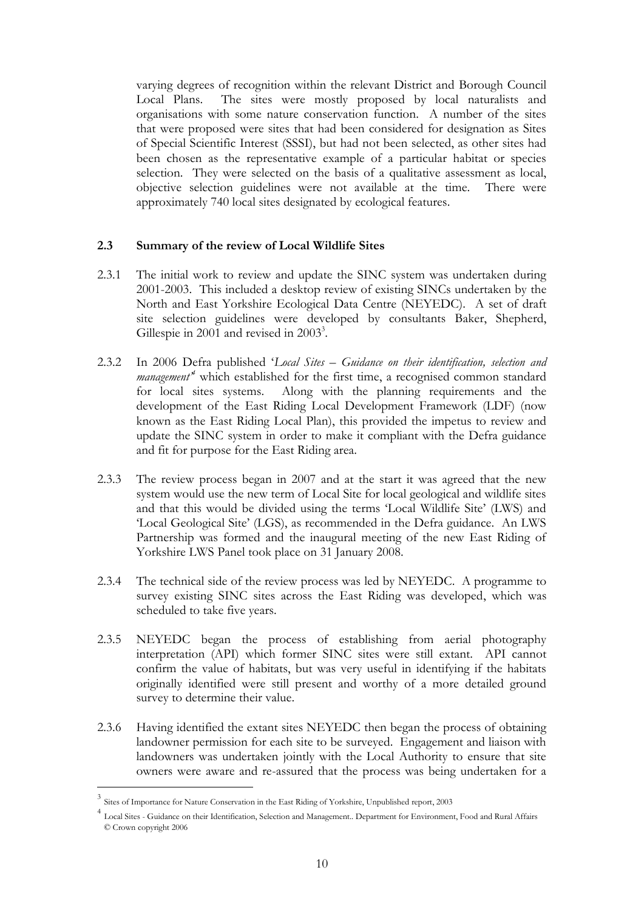varying degrees of recognition within the relevant District and Borough Council Local Plans. The sites were mostly proposed by local naturalists and organisations with some nature conservation function. A number of the sites that were proposed were sites that had been considered for designation as Sites of Special Scientific Interest (SSSI), but had not been selected, as other sites had been chosen as the representative example of a particular habitat or species selection. They were selected on the basis of a qualitative assessment as local, objective selection guidelines were not available at the time. There were approximately 740 local sites designated by ecological features.

### 2.3 Summary of the review of Local Wildlife Sites

2.3.1 The initial work to review and update the SINC system was undertaken during 2001-2003. This included a desktop review of existing SINCs undertaken by the North and East Yorkshire Ecological Data Centre (NEYEDC). A set of draft site selection guidelines were developed by consultants Baker, Shepherd, Gillespie in 2001 and revised in 2003[3].

2.3.2 In 2006 Defra published '*Local Sites – Guidance on their identification, selection and management*'[4] which established for the first time, a recognised common standard for local sites systems. Along with the planning requirements and the development of the East Riding Local Development Framework (LDF) (now known as the East Riding Local Plan), this provided the impetus to review and update the SINC system in order to make it compliant with the Defra guidance and fit for purpose for the East Riding area.

2.3.3 The review process began in 2007 and at the start it was agreed that the new system would use the new term of Local Site for local geological and wildlife sites and that this would be divided using the terms 'Local Wildlife Site' (LWS) and 'Local Geological Site' (LGS), as recommended in the Defra guidance. An LWS Partnership was formed and the inaugural meeting of the new East Riding of Yorkshire LWS Panel took place on 31 January 2008.

2.3.4 The technical side of the review process was led by NEYEDC. A programme to survey existing SINC sites across the East Riding was developed, which was scheduled to take five years.

2.3.5 NEYEDC began the process of establishing from aerial photography interpretation (API) which former SINC sites were still extant. API cannot confirm the value of habitats, but was very useful in identifying if the habitats originally identified were still present and worthy of a more detailed ground survey to determine their value.

2.3.6 Having identified the extant sites NEYEDC then began the process of obtaining landowner permission for each site to be surveyed. Engagement and liaison with landowners was undertaken jointly with the Local Authority to ensure that site owners were aware and re-assured that the process was being undertaken for a

---

[3] Sites of Importance for Nature Conservation in the East Riding of Yorkshire, Unpublished report, 2003

[4] Local Sites - Guidance on their Identification, Selection and Management.. Department for Environment, Food and Rural Affairs © Crown copyright 2006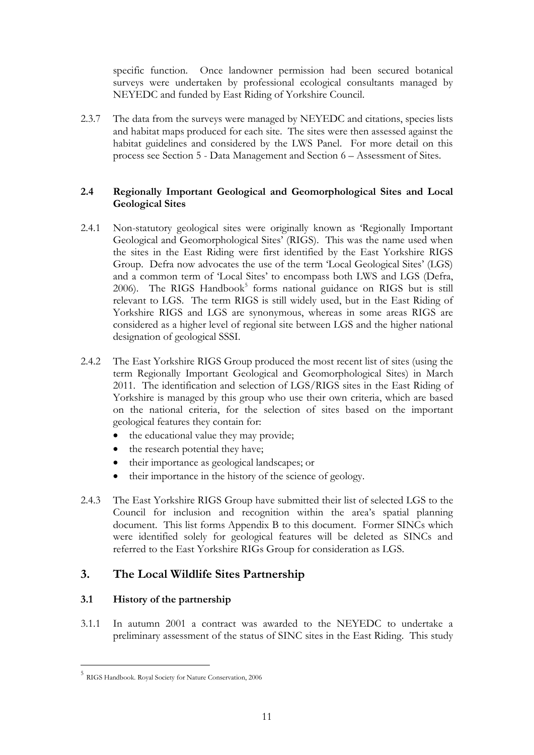specific function. Once landowner permission had been secured botanical surveys were undertaken by professional ecological consultants managed by NEYEDC and funded by East Riding of Yorkshire Council.

2.3.7 The data from the surveys were managed by NEYEDC and citations, species lists and habitat maps produced for each site. The sites were then assessed against the habitat guidelines and considered by the LWS Panel. For more detail on this process see Section 5 - Data Management and Section 6 – Assessment of Sites.

### 2.4 Regionally Important Geological and Geomorphological Sites and Local Geological Sites

2.4.1 Non-statutory geological sites were originally known as 'Regionally Important Geological and Geomorphological Sites' (RIGS). This was the name used when the sites in the East Riding were first identified by the East Yorkshire RIGS Group. Defra now advocates the use of the term 'Local Geological Sites' (LGS) and a common term of 'Local Sites' to encompass both LWS and LGS (Defra, 2006). The RIGS Handbook[5] forms national guidance on RIGS but is still relevant to LGS. The term RIGS is still widely used, but in the East Riding of Yorkshire RIGS and LGS are synonymous, whereas in some areas RIGS are considered as a higher level of regional site between LGS and the higher national designation of geological SSSI.

2.4.2 The East Yorkshire RIGS Group produced the most recent list of sites (using the term Regionally Important Geological and Geomorphological Sites) in March 2011. The identification and selection of LGS/RIGS sites in the East Riding of Yorkshire is managed by this group who use their own criteria, which are based on the national criteria, for the selection of sites based on the important geological features they contain for:

- the educational value they may provide;
- the research potential they have;
- their importance as geological landscapes; or
- their importance in the history of the science of geology.

2.4.3 The East Yorkshire RIGS Group have submitted their list of selected LGS to the Council for inclusion and recognition within the area's spatial planning document. This list forms Appendix B to this document. Former SINCs which were identified solely for geological features will be deleted as SINCs and referred to the East Yorkshire RIGs Group for consideration as LGS.

## 3. The Local Wildlife Sites Partnership

### 3.1 History of the partnership

3.1.1 In autumn 2001 a contract was awarded to the NEYEDC to undertake a preliminary assessment of the status of SINC sites in the East Riding. This study

[5] RIGS Handbook. Royal Society for Nature Conservation, 2006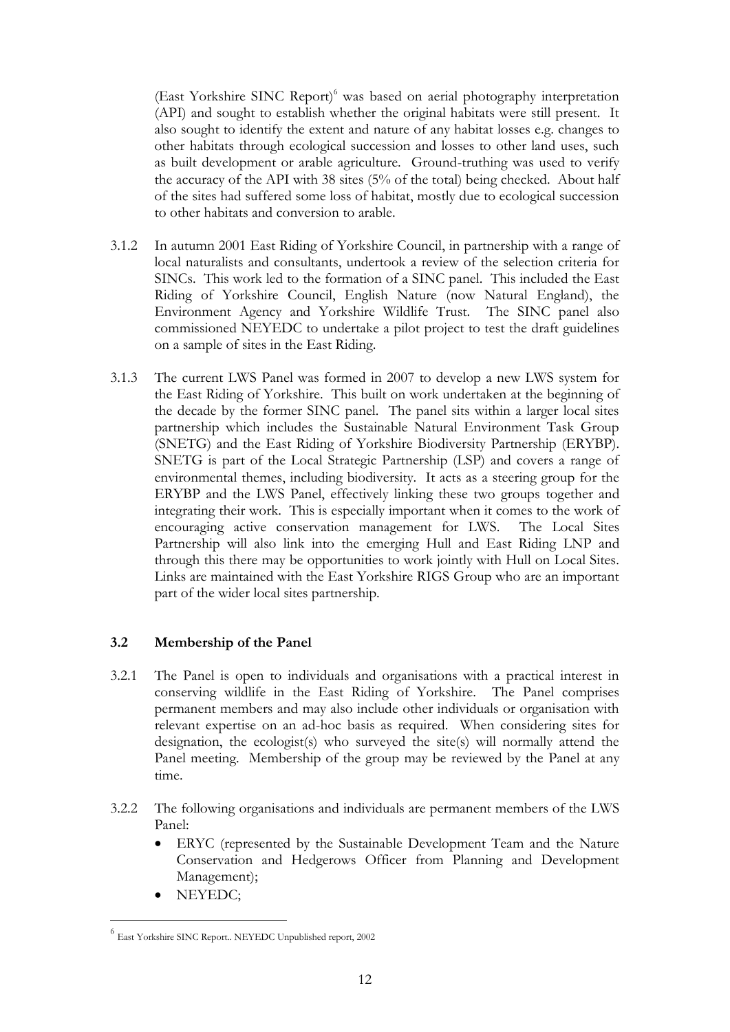(East Yorkshire SINC Report)[6] was based on aerial photography interpretation (API) and sought to establish whether the original habitats were still present. It also sought to identify the extent and nature of any habitat losses e.g. changes to other habitats through ecological succession and losses to other land uses, such as built development or arable agriculture. Ground-truthing was used to verify the accuracy of the API with 38 sites (5% of the total) being checked. About half of the sites had suffered some loss of habitat, mostly due to ecological succession to other habitats and conversion to arable.

3.1.2 In autumn 2001 East Riding of Yorkshire Council, in partnership with a range of local naturalists and consultants, undertook a review of the selection criteria for SINCs. This work led to the formation of a SINC panel. This included the East Riding of Yorkshire Council, English Nature (now Natural England), the Environment Agency and Yorkshire Wildlife Trust. The SINC panel also commissioned NEYEDC to undertake a pilot project to test the draft guidelines on a sample of sites in the East Riding.

3.1.3 The current LWS Panel was formed in 2007 to develop a new LWS system for the East Riding of Yorkshire. This built on work undertaken at the beginning of the decade by the former SINC panel. The panel sits within a larger local sites partnership which includes the Sustainable Natural Environment Task Group (SNETG) and the East Riding of Yorkshire Biodiversity Partnership (ERYBP). SNETG is part of the Local Strategic Partnership (LSP) and covers a range of environmental themes, including biodiversity. It acts as a steering group for the ERYBP and the LWS Panel, effectively linking these two groups together and integrating their work. This is especially important when it comes to the work of encouraging active conservation management for LWS. The Local Sites Partnership will also link into the emerging Hull and East Riding LNP and through this there may be opportunities to work jointly with Hull on Local Sites. Links are maintained with the East Yorkshire RIGS Group who are an important part of the wider local sites partnership.

### 3.2 Membership of the Panel

3.2.1 The Panel is open to individuals and organisations with a practical interest in conserving wildlife in the East Riding of Yorkshire. The Panel comprises permanent members and may also include other individuals or organisation with relevant expertise on an ad-hoc basis as required. When considering sites for designation, the ecologist(s) who surveyed the site(s) will normally attend the Panel meeting. Membership of the group may be reviewed by the Panel at any time.

3.2.2 The following organisations and individuals are permanent members of the LWS Panel:

- ERYC (represented by the Sustainable Development Team and the Nature Conservation and Hedgerows Officer from Planning and Development Management);
- NEYEDC;

[6] East Yorkshire SINC Report.. NEYEDC Unpublished report, 2002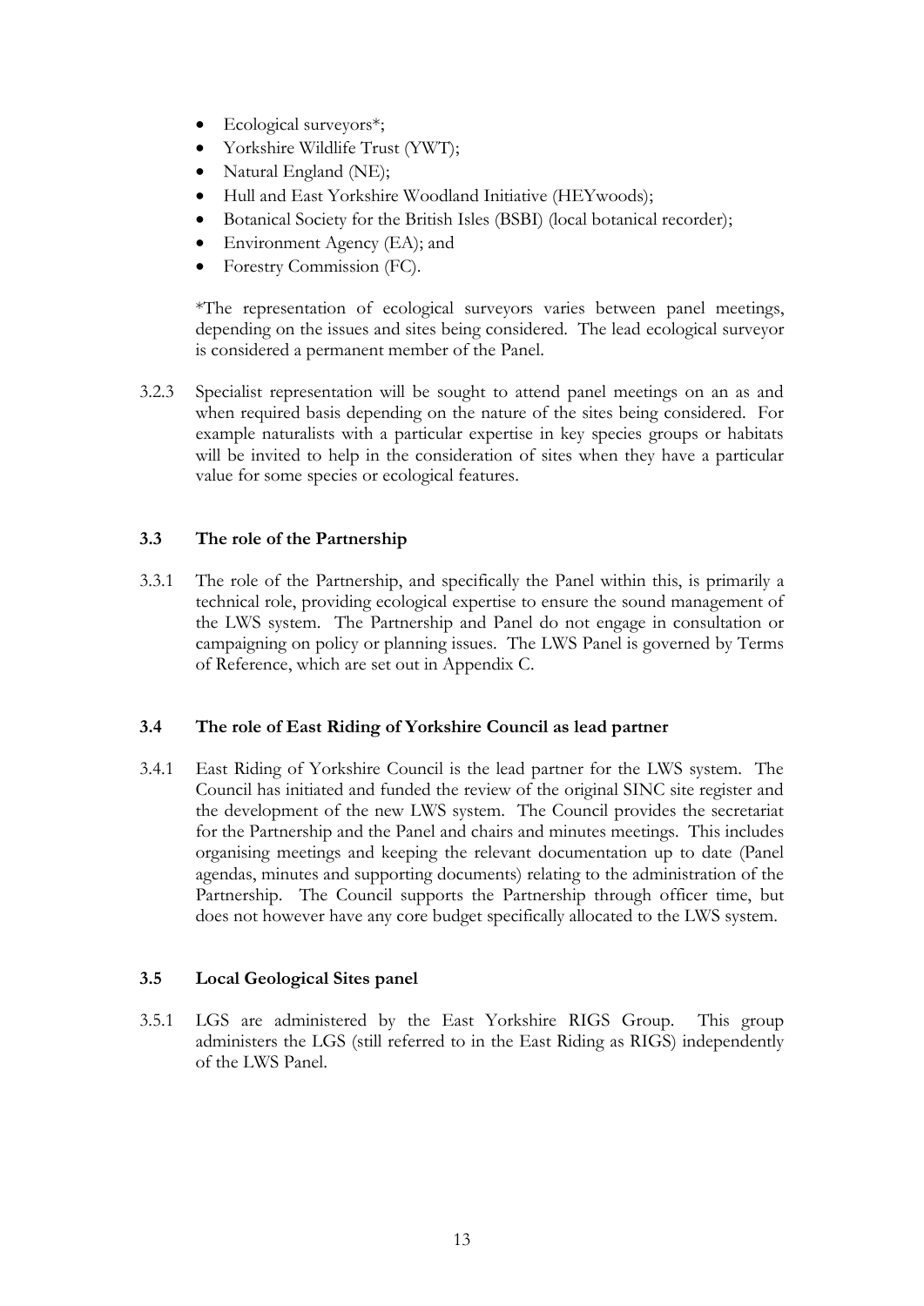- Ecological surveyors*;
- Yorkshire Wildlife Trust (YWT);
- Natural England (NE);
- Hull and East Yorkshire Woodland Initiative (HEYwoods);
- Botanical Society for the British Isles (BSBI) (local botanical recorder);
- Environment Agency (EA); and
- Forestry Commission (FC).

*The representation of ecological surveyors varies between panel meetings, depending on the issues and sites being considered. The lead ecological surveyor is considered a permanent member of the Panel.

3.2.3 Specialist representation will be sought to attend panel meetings on an as and when required basis depending on the nature of the sites being considered. For example naturalists with a particular expertise in key species groups or habitats will be invited to help in the consideration of sites when they have a particular value for some species or ecological features.

### 3.3 The role of the Partnership

3.3.1 The role of the Partnership, and specifically the Panel within this, is primarily a technical role, providing ecological expertise to ensure the sound management of the LWS system. The Partnership and Panel do not engage in consultation or campaigning on policy or planning issues. The LWS Panel is governed by Terms of Reference, which are set out in Appendix C.

### 3.4 The role of East Riding of Yorkshire Council as lead partner

3.4.1 East Riding of Yorkshire Council is the lead partner for the LWS system. The Council has initiated and funded the review of the original SINC site register and the development of the new LWS system. The Council provides the secretariat for the Partnership and the Panel and chairs and minutes meetings. This includes organising meetings and keeping the relevant documentation up to date (Panel agendas, minutes and supporting documents) relating to the administration of the Partnership. The Council supports the Partnership through officer time, but does not however have any core budget specifically allocated to the LWS system.

### 3.5 Local Geological Sites panel

3.5.1 LGS are administered by the East Yorkshire RIGS Group. This group administers the LGS (still referred to in the East Riding as RIGS) independently of the LWS Panel.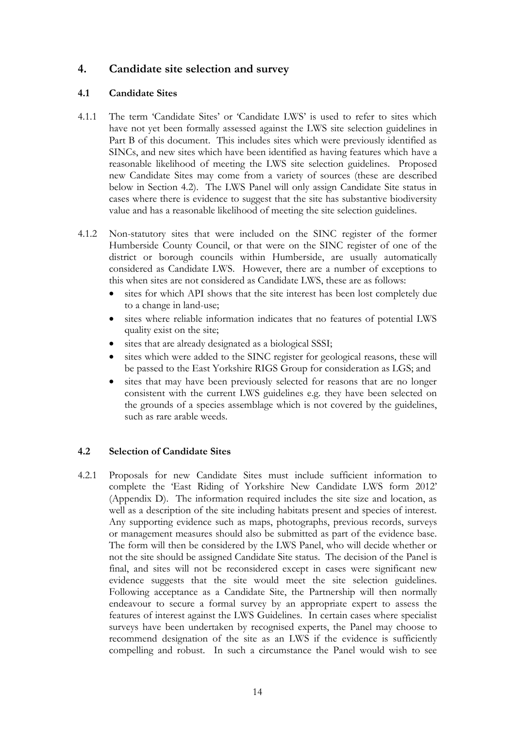## 4. Candidate site selection and survey

### 4.1 Candidate Sites

4.1.1 The term 'Candidate Sites' or 'Candidate LWS' is used to refer to sites which have not yet been formally assessed against the LWS site selection guidelines in Part B of this document. This includes sites which were previously identified as SINCs, and new sites which have been identified as having features which have a reasonable likelihood of meeting the LWS site selection guidelines. Proposed new Candidate Sites may come from a variety of sources (these are described below in Section 4.2). The LWS Panel will only assign Candidate Site status in cases where there is evidence to suggest that the site has substantive biodiversity value and has a reasonable likelihood of meeting the site selection guidelines.

4.1.2 Non-statutory sites that were included on the SINC register of the former Humberside County Council, or that were on the SINC register of one of the district or borough councils within Humberside, are usually automatically considered as Candidate LWS. However, there are a number of exceptions to this when sites are not considered as Candidate LWS, these are as follows:

- sites for which API shows that the site interest has been lost completely due to a change in land-use;
- sites where reliable information indicates that no features of potential LWS quality exist on the site;
- sites that are already designated as a biological SSSI;
- sites which were added to the SINC register for geological reasons, these will be passed to the East Yorkshire RIGS Group for consideration as LGS; and
- sites that may have been previously selected for reasons that are no longer consistent with the current LWS guidelines e.g. they have been selected on the grounds of a species assemblage which is not covered by the guidelines, such as rare arable weeds.

### 4.2 Selection of Candidate Sites

4.2.1 Proposals for new Candidate Sites must include sufficient information to complete the 'East Riding of Yorkshire New Candidate LWS form 2012' (Appendix D). The information required includes the site size and location, as well as a description of the site including habitats present and species of interest. Any supporting evidence such as maps, photographs, previous records, surveys or management measures should also be submitted as part of the evidence base. The form will then be considered by the LWS Panel, who will decide whether or not the site should be assigned Candidate Site status. The decision of the Panel is final, and sites will not be reconsidered except in cases were significant new evidence suggests that the site would meet the site selection guidelines. Following acceptance as a Candidate Site, the Partnership will then normally endeavour to secure a formal survey by an appropriate expert to assess the features of interest against the LWS Guidelines. In certain cases where specialist surveys have been undertaken by recognised experts, the Panel may choose to recommend designation of the site as an LWS if the evidence is sufficiently compelling and robust. In such a circumstance the Panel would wish to see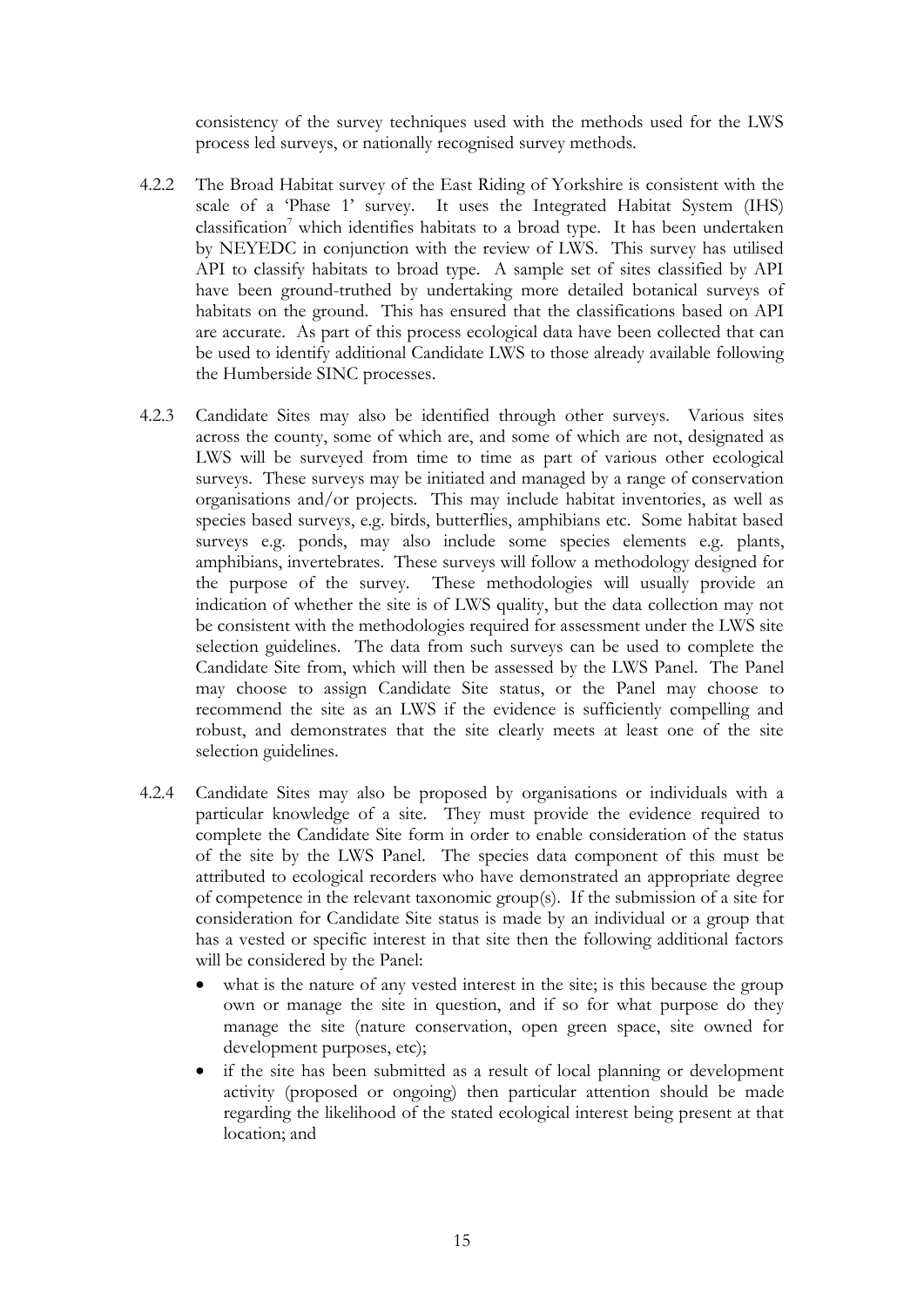consistency of the survey techniques used with the methods used for the LWS process led surveys, or nationally recognised survey methods.

4.2.2 The Broad Habitat survey of the East Riding of Yorkshire is consistent with the scale of a 'Phase 1' survey. It uses the Integrated Habitat System (IHS) classification[7] which identifies habitats to a broad type. It has been undertaken by NEYEDC in conjunction with the review of LWS. This survey has utilised API to classify habitats to broad type. A sample set of sites classified by API have been ground-truthed by undertaking more detailed botanical surveys of habitats on the ground. This has ensured that the classifications based on API are accurate. As part of this process ecological data have been collected that can be used to identify additional Candidate LWS to those already available following the Humberside SINC processes.

4.2.3 Candidate Sites may also be identified through other surveys. Various sites across the county, some of which are, and some of which are not, designated as LWS will be surveyed from time to time as part of various other ecological surveys. These surveys may be initiated and managed by a range of conservation organisations and/or projects. This may include habitat inventories, as well as species based surveys, e.g. birds, butterflies, amphibians etc. Some habitat based surveys e.g. ponds, may also include some species elements e.g. plants, amphibians, invertebrates. These surveys will follow a methodology designed for the purpose of the survey. These methodologies will usually provide an indication of whether the site is of LWS quality, but the data collection may not be consistent with the methodologies required for assessment under the LWS site selection guidelines. The data from such surveys can be used to complete the Candidate Site from, which will then be assessed by the LWS Panel. The Panel may choose to assign Candidate Site status, or the Panel may choose to recommend the site as an LWS if the evidence is sufficiently compelling and robust, and demonstrates that the site clearly meets at least one of the site selection guidelines.

4.2.4 Candidate Sites may also be proposed by organisations or individuals with a particular knowledge of a site. They must provide the evidence required to complete the Candidate Site form in order to enable consideration of the status of the site by the LWS Panel. The species data component of this must be attributed to ecological recorders who have demonstrated an appropriate degree of competence in the relevant taxonomic group(s). If the submission of a site for consideration for Candidate Site status is made by an individual or a group that has a vested or specific interest in that site then the following additional factors will be considered by the Panel:

- what is the nature of any vested interest in the site; is this because the group own or manage the site in question, and if so for what purpose do they manage the site (nature conservation, open green space, site owned for development purposes, etc);
- if the site has been submitted as a result of local planning or development activity (proposed or ongoing) then particular attention should be made regarding the likelihood of the stated ecological interest being present at that location; and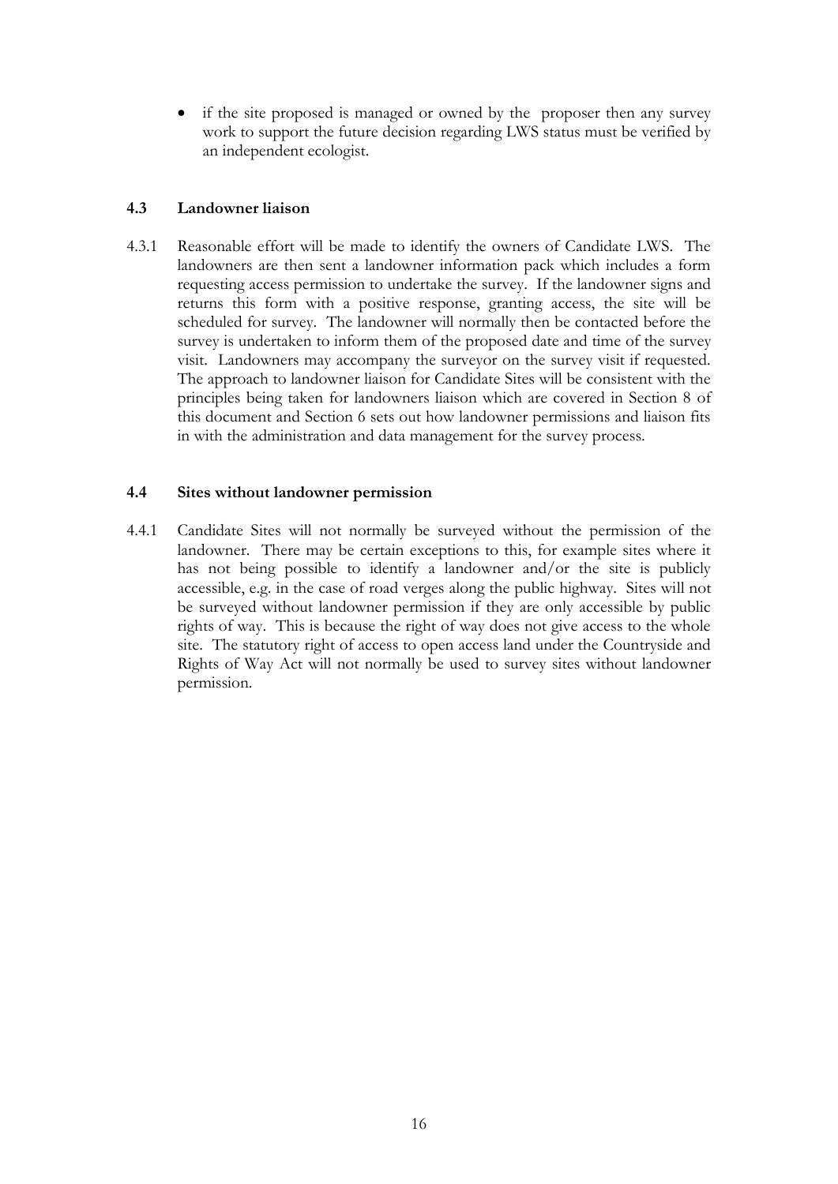- if the site proposed is managed or owned by the proposer then any survey work to support the future decision regarding LWS status must be verified by an independent ecologist.

### 4.3 Landowner liaison

4.3.1 Reasonable effort will be made to identify the owners of Candidate LWS. The landowners are then sent a landowner information pack which includes a form requesting access permission to undertake the survey. If the landowner signs and returns this form with a positive response, granting access, the site will be scheduled for survey. The landowner will normally then be contacted before the survey is undertaken to inform them of the proposed date and time of the survey visit. Landowners may accompany the surveyor on the survey visit if requested. The approach to landowner liaison for Candidate Sites will be consistent with the principles being taken for landowners liaison which are covered in Section 8 of this document and Section 6 sets out how landowner permissions and liaison fits in with the administration and data management for the survey process.

### 4.4 Sites without landowner permission

4.4.1 Candidate Sites will not normally be surveyed without the permission of the landowner. There may be certain exceptions to this, for example sites where it has not being possible to identify a landowner and/or the site is publicly accessible, e.g. in the case of road verges along the public highway. Sites will not be surveyed without landowner permission if they are only accessible by public rights of way. This is because the right of way does not give access to the whole site. The statutory right of access to open access land under the Countryside and Rights of Way Act will not normally be used to survey sites without landowner permission.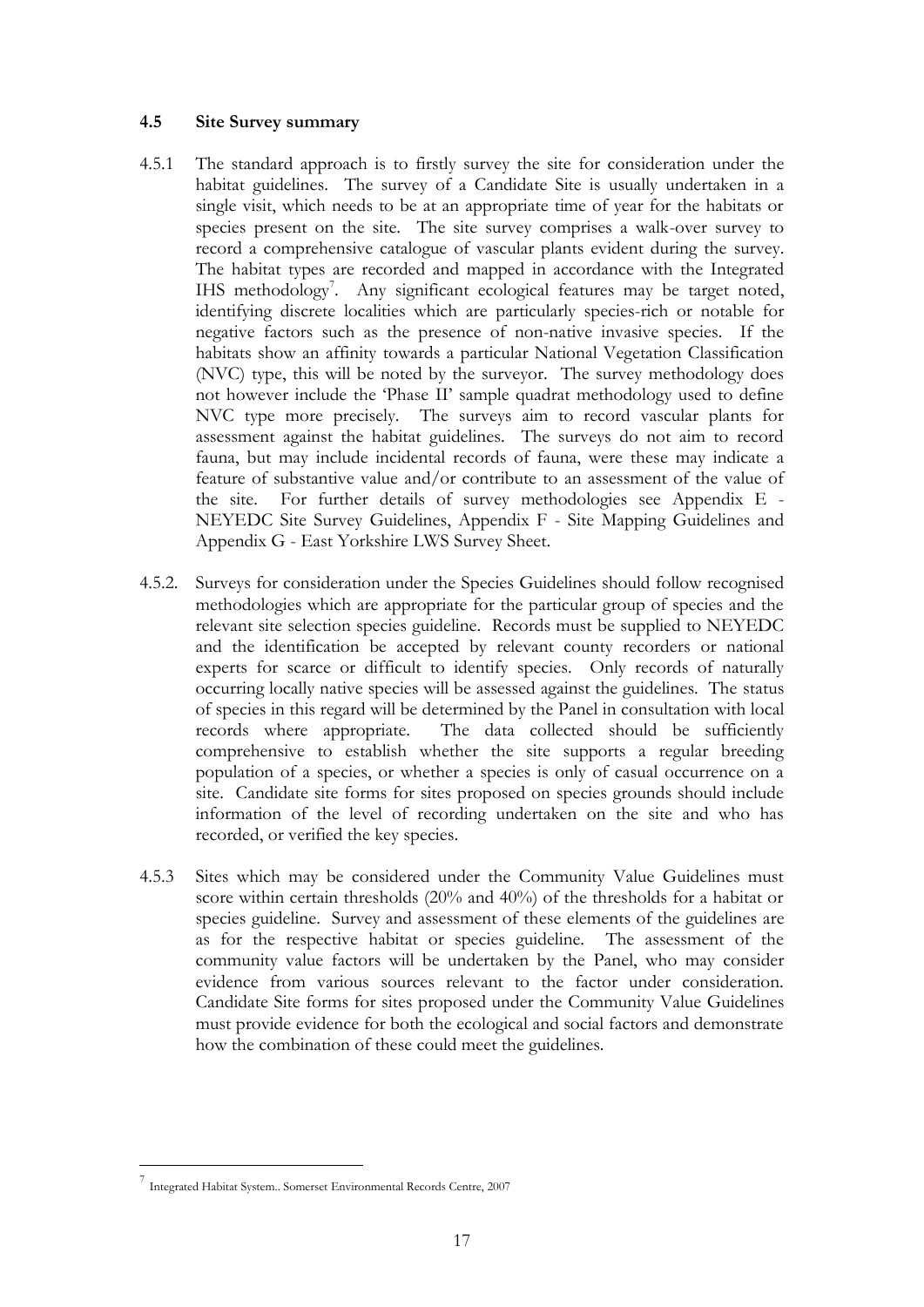### 4.5 Site Survey summary

4.5.1 The standard approach is to firstly survey the site for consideration under the habitat guidelines. The survey of a Candidate Site is usually undertaken in a single visit, which needs to be at an appropriate time of year for the habitats or species present on the site. The site survey comprises a walk-over survey to record a comprehensive catalogue of vascular plants evident during the survey. The habitat types are recorded and mapped in accordance with the Integrated IHS methodology[7]. Any significant ecological features may be target noted, identifying discrete localities which are particularly species-rich or notable for negative factors such as the presence of non-native invasive species. If the habitats show an affinity towards a particular National Vegetation Classification (NVC) type, this will be noted by the surveyor. The survey methodology does not however include the 'Phase II' sample quadrat methodology used to define NVC type more precisely. The surveys aim to record vascular plants for assessment against the habitat guidelines. The surveys do not aim to record fauna, but may include incidental records of fauna, were these may indicate a feature of substantive value and/or contribute to an assessment of the value of the site. For further details of survey methodologies see Appendix E - NEYEDC Site Survey Guidelines, Appendix F - Site Mapping Guidelines and Appendix G - East Yorkshire LWS Survey Sheet.

4.5.2. Surveys for consideration under the Species Guidelines should follow recognised methodologies which are appropriate for the particular group of species and the relevant site selection species guideline. Records must be supplied to NEYEDC and the identification be accepted by relevant county recorders or national experts for scarce or difficult to identify species. Only records of naturally occurring locally native species will be assessed against the guidelines. The status of species in this regard will be determined by the Panel in consultation with local records where appropriate. The data collected should be sufficiently comprehensive to establish whether the site supports a regular breeding population of a species, or whether a species is only of casual occurrence on a site. Candidate site forms for sites proposed on species grounds should include information of the level of recording undertaken on the site and who has recorded, or verified the key species.

4.5.3 Sites which may be considered under the Community Value Guidelines must score within certain thresholds (20% and 40%) of the thresholds for a habitat or species guideline. Survey and assessment of these elements of the guidelines are as for the respective habitat or species guideline. The assessment of the community value factors will be undertaken by the Panel, who may consider evidence from various sources relevant to the factor under consideration. Candidate Site forms for sites proposed under the Community Value Guidelines must provide evidence for both the ecological and social factors and demonstrate how the combination of these could meet the guidelines.

---

[7] Integrated Habitat System.. Somerset Environmental Records Centre, 2007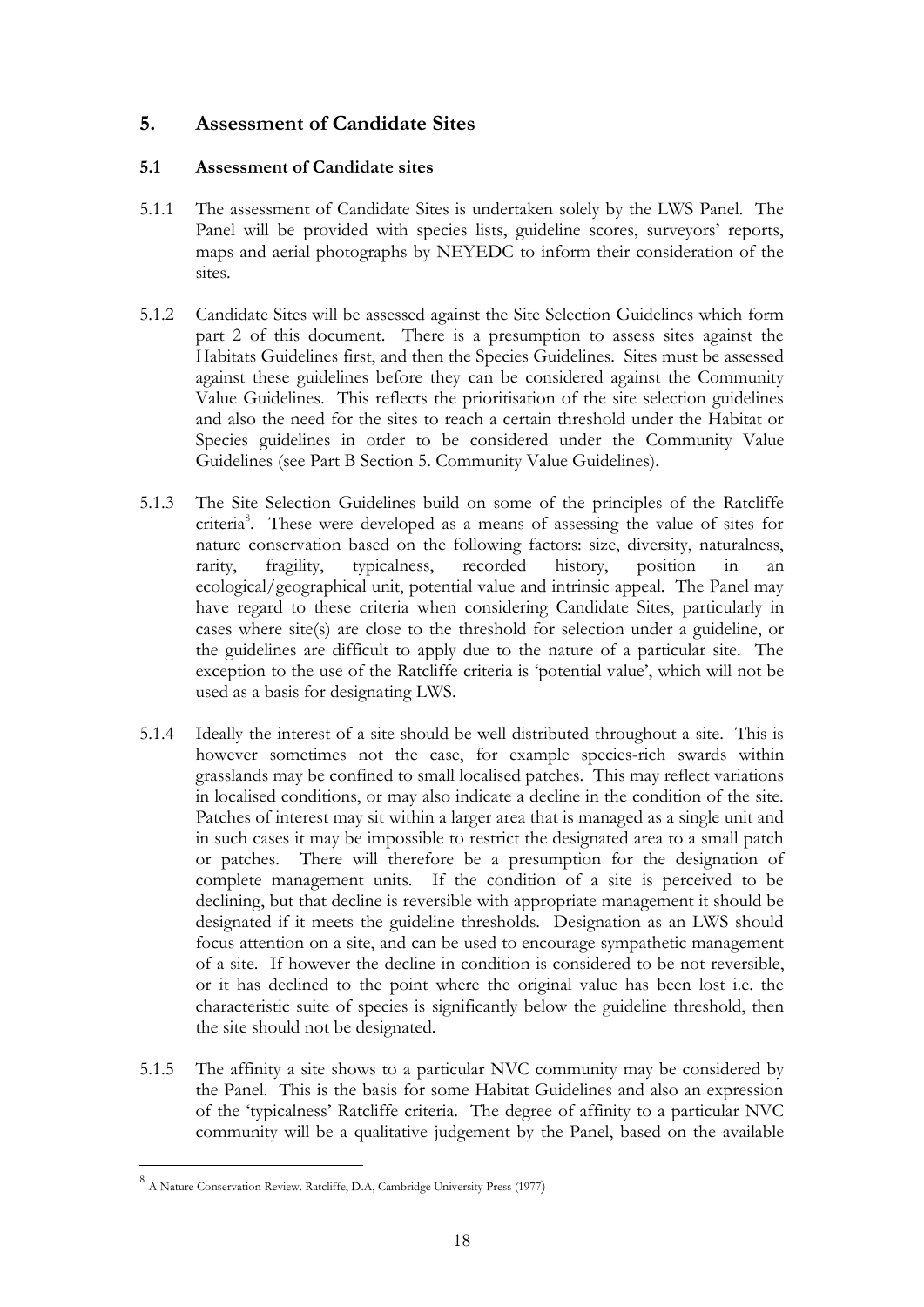## 5. Assessment of Candidate Sites

### 5.1 Assessment of Candidate sites

5.1.1 The assessment of Candidate Sites is undertaken solely by the LWS Panel. The Panel will be provided with species lists, guideline scores, surveyors' reports, maps and aerial photographs by NEYEDC to inform their consideration of the sites.

5.1.2 Candidate Sites will be assessed against the Site Selection Guidelines which form part 2 of this document. There is a presumption to assess sites against the Habitats Guidelines first, and then the Species Guidelines. Sites must be assessed against these guidelines before they can be considered against the Community Value Guidelines. This reflects the prioritisation of the site selection guidelines and also the need for the sites to reach a certain threshold under the Habitat or Species guidelines in order to be considered under the Community Value Guidelines (see Part B Section 5. Community Value Guidelines).

5.1.3 The Site Selection Guidelines build on some of the principles of the Ratcliffe criteria[8]. These were developed as a means of assessing the value of sites for nature conservation based on the following factors: size, diversity, naturalness, rarity, fragility, typicalness, recorded history, position in an ecological/geographical unit, potential value and intrinsic appeal. The Panel may have regard to these criteria when considering Candidate Sites, particularly in cases where site(s) are close to the threshold for selection under a guideline, or the guidelines are difficult to apply due to the nature of a particular site. The exception to the use of the Ratcliffe criteria is 'potential value', which will not be used as a basis for designating LWS.

5.1.4 Ideally the interest of a site should be well distributed throughout a site. This is however sometimes not the case, for example species-rich swards within grasslands may be confined to small localised patches. This may reflect variations in localised conditions, or may also indicate a decline in the condition of the site. Patches of interest may sit within a larger area that is managed as a single unit and in such cases it may be impossible to restrict the designated area to a small patch or patches. There will therefore be a presumption for the designation of complete management units. If the condition of a site is perceived to be declining, but that decline is reversible with appropriate management it should be designated if it meets the guideline thresholds. Designation as an LWS should focus attention on a site, and can be used to encourage sympathetic management of a site. If however the decline in condition is considered to be not reversible, or it has declined to the point where the original value has been lost i.e. the characteristic suite of species is significantly below the guideline threshold, then the site should not be designated.

5.1.5 The affinity a site shows to a particular NVC community may be considered by the Panel. This is the basis for some Habitat Guidelines and also an expression of the 'typicalness' Ratcliffe criteria. The degree of affinity to a particular NVC community will be a qualitative judgement by the Panel, based on the available

[8] A Nature Conservation Review. Ratcliffe, D.A, Cambridge University Press (1977)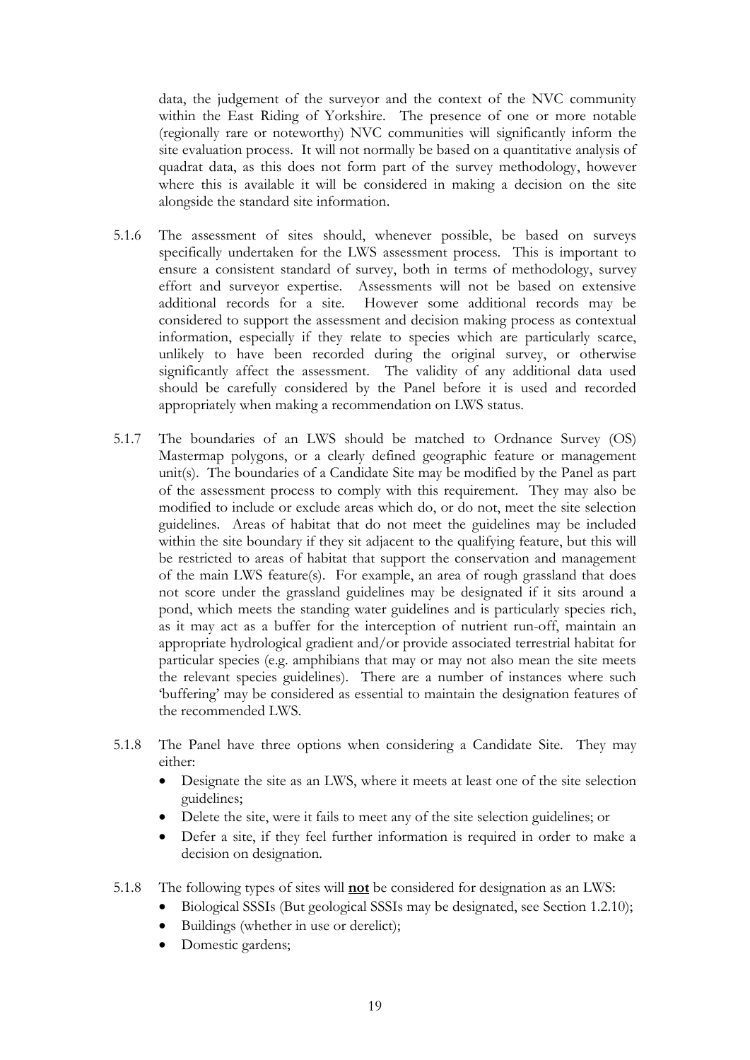data, the judgement of the surveyor and the context of the NVC community within the East Riding of Yorkshire. The presence of one or more notable (regionally rare or noteworthy) NVC communities will significantly inform the site evaluation process. It will not normally be based on a quantitative analysis of quadrat data, as this does not form part of the survey methodology, however where this is available it will be considered in making a decision on the site alongside the standard site information.

5.1.6 The assessment of sites should, whenever possible, be based on surveys specifically undertaken for the LWS assessment process. This is important to ensure a consistent standard of survey, both in terms of methodology, survey effort and surveyor expertise. Assessments will not be based on extensive additional records for a site. However some additional records may be considered to support the assessment and decision making process as contextual information, especially if they relate to species which are particularly scarce, unlikely to have been recorded during the original survey, or otherwise significantly affect the assessment. The validity of any additional data used should be carefully considered by the Panel before it is used and recorded appropriately when making a recommendation on LWS status.

5.1.7 The boundaries of an LWS should be matched to Ordnance Survey (OS) Mastermap polygons, or a clearly defined geographic feature or management unit(s). The boundaries of a Candidate Site may be modified by the Panel as part of the assessment process to comply with this requirement. They may also be modified to include or exclude areas which do, or do not, meet the site selection guidelines. Areas of habitat that do not meet the guidelines may be included within the site boundary if they sit adjacent to the qualifying feature, but this will be restricted to areas of habitat that support the conservation and management of the main LWS feature(s). For example, an area of rough grassland that does not score under the grassland guidelines may be designated if it sits around a pond, which meets the standing water guidelines and is particularly species rich, as it may act as a buffer for the interception of nutrient run-off, maintain an appropriate hydrological gradient and/or provide associated terrestrial habitat for particular species (e.g. amphibians that may or may not also mean the site meets the relevant species guidelines). There are a number of instances where such 'buffering' may be considered as essential to maintain the designation features of the recommended LWS.

5.1.8 The Panel have three options when considering a Candidate Site. They may either:

- Designate the site as an LWS, where it meets at least one of the site selection guidelines;
- Delete the site, were it fails to meet any of the site selection guidelines; or
- Defer a site, if they feel further information is required in order to make a decision on designation.

5.1.8 The following types of sites will **<u>not</u>** be considered for designation as an LWS:

- Biological SSSIs (But geological SSSIs may be designated, see Section 1.2.10);
- Buildings (whether in use or derelict);
- Domestic gardens;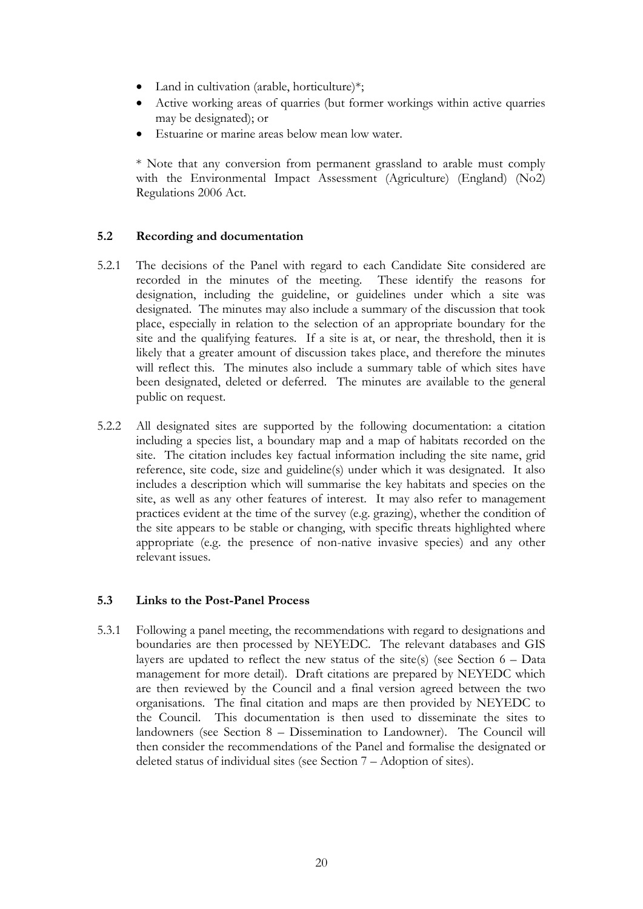- Land in cultivation (arable, horticulture)*;
- Active working areas of quarries (but former workings within active quarries may be designated); or
- Estuarine or marine areas below mean low water.

* Note that any conversion from permanent grassland to arable must comply with the Environmental Impact Assessment (Agriculture) (England) (No2) Regulations 2006 Act.

### 5.2 Recording and documentation

5.2.1 The decisions of the Panel with regard to each Candidate Site considered are recorded in the minutes of the meeting. These identify the reasons for designation, including the guideline, or guidelines under which a site was designated. The minutes may also include a summary of the discussion that took place, especially in relation to the selection of an appropriate boundary for the site and the qualifying features. If a site is at, or near, the threshold, then it is likely that a greater amount of discussion takes place, and therefore the minutes will reflect this. The minutes also include a summary table of which sites have been designated, deleted or deferred. The minutes are available to the general public on request.

5.2.2 All designated sites are supported by the following documentation: a citation including a species list, a boundary map and a map of habitats recorded on the site. The citation includes key factual information including the site name, grid reference, site code, size and guideline(s) under which it was designated. It also includes a description which will summarise the key habitats and species on the site, as well as any other features of interest. It may also refer to management practices evident at the time of the survey (e.g. grazing), whether the condition of the site appears to be stable or changing, with specific threats highlighted where appropriate (e.g. the presence of non-native invasive species) and any other relevant issues.

### 5.3 Links to the Post-Panel Process

5.3.1 Following a panel meeting, the recommendations with regard to designations and boundaries are then processed by NEYEDC. The relevant databases and GIS layers are updated to reflect the new status of the site(s) (see Section 6 – Data management for more detail). Draft citations are prepared by NEYEDC which are then reviewed by the Council and a final version agreed between the two organisations. The final citation and maps are then provided by NEYEDC to the Council. This documentation is then used to disseminate the sites to landowners (see Section 8 – Dissemination to Landowner). The Council will then consider the recommendations of the Panel and formalise the designated or deleted status of individual sites (see Section 7 – Adoption of sites).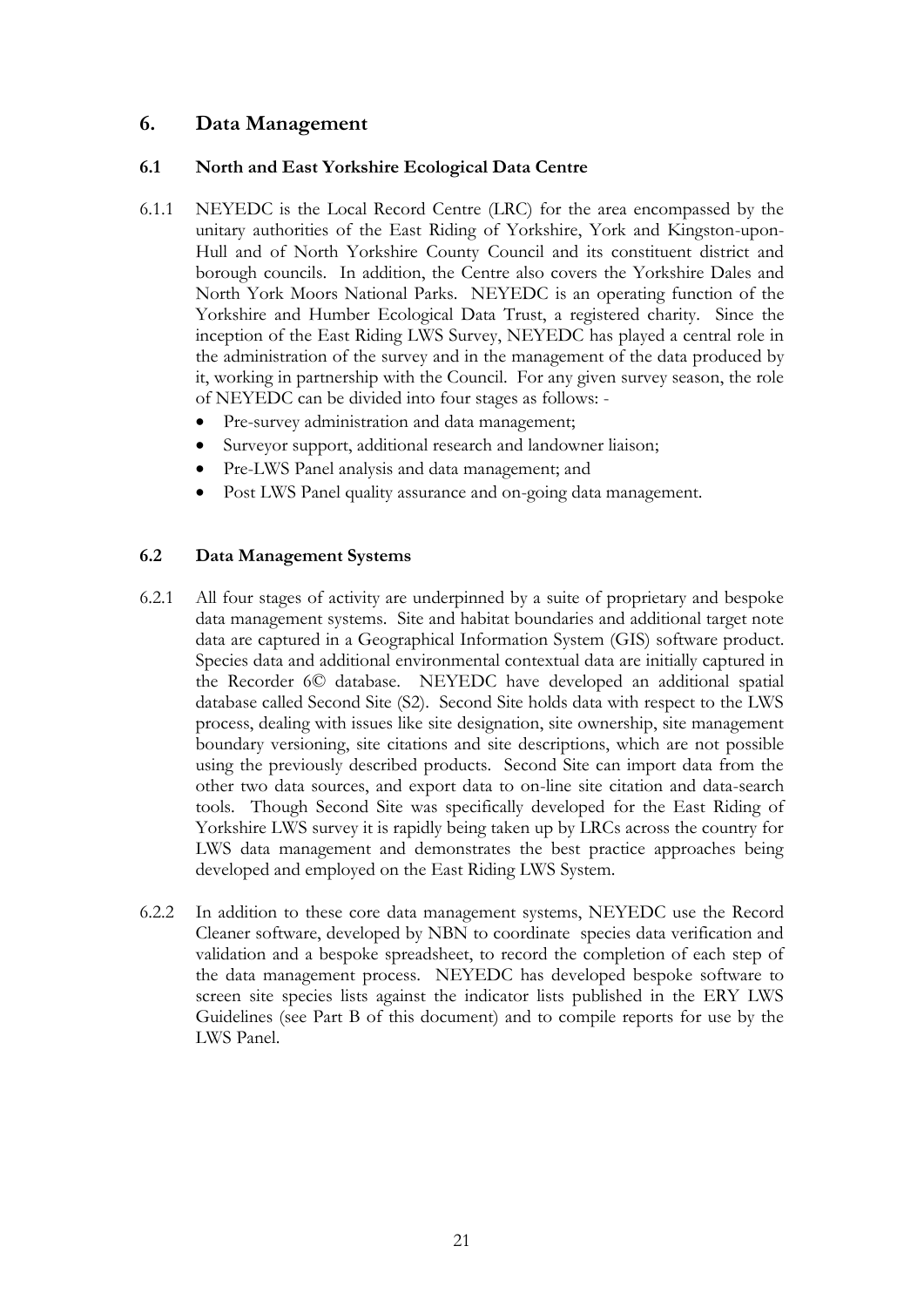# 6. Data Management

## 6.1 North and East Yorkshire Ecological Data Centre

6.1.1 NEYEDC is the Local Record Centre (LRC) for the area encompassed by the unitary authorities of the East Riding of Yorkshire, York and Kingston-upon-Hull and of North Yorkshire County Council and its constituent district and borough councils. In addition, the Centre also covers the Yorkshire Dales and North York Moors National Parks. NEYEDC is an operating function of the Yorkshire and Humber Ecological Data Trust, a registered charity. Since the inception of the East Riding LWS Survey, NEYEDC has played a central role in the administration of the survey and in the management of the data produced by it, working in partnership with the Council. For any given survey season, the role of NEYEDC can be divided into four stages as follows: -

- Pre-survey administration and data management;
- Surveyor support, additional research and landowner liaison;
- Pre-LWS Panel analysis and data management; and
- Post LWS Panel quality assurance and on-going data management.

## 6.2 Data Management Systems

6.2.1 All four stages of activity are underpinned by a suite of proprietary and bespoke data management systems. Site and habitat boundaries and additional target note data are captured in a Geographical Information System (GIS) software product. Species data and additional environmental contextual data are initially captured in the Recorder 6© database. NEYEDC have developed an additional spatial database called Second Site (S2). Second Site holds data with respect to the LWS process, dealing with issues like site designation, site ownership, site management boundary versioning, site citations and site descriptions, which are not possible using the previously described products. Second Site can import data from the other two data sources, and export data to on-line site citation and data-search tools. Though Second Site was specifically developed for the East Riding of Yorkshire LWS survey it is rapidly being taken up by LRCs across the country for LWS data management and demonstrates the best practice approaches being developed and employed on the East Riding LWS System.

6.2.2 In addition to these core data management systems, NEYEDC use the Record Cleaner software, developed by NBN to coordinate species data verification and validation and a bespoke spreadsheet, to record the completion of each step of the data management process. NEYEDC has developed bespoke software to screen site species lists against the indicator lists published in the ERY LWS Guidelines (see Part B of this document) and to compile reports for use by the LWS Panel.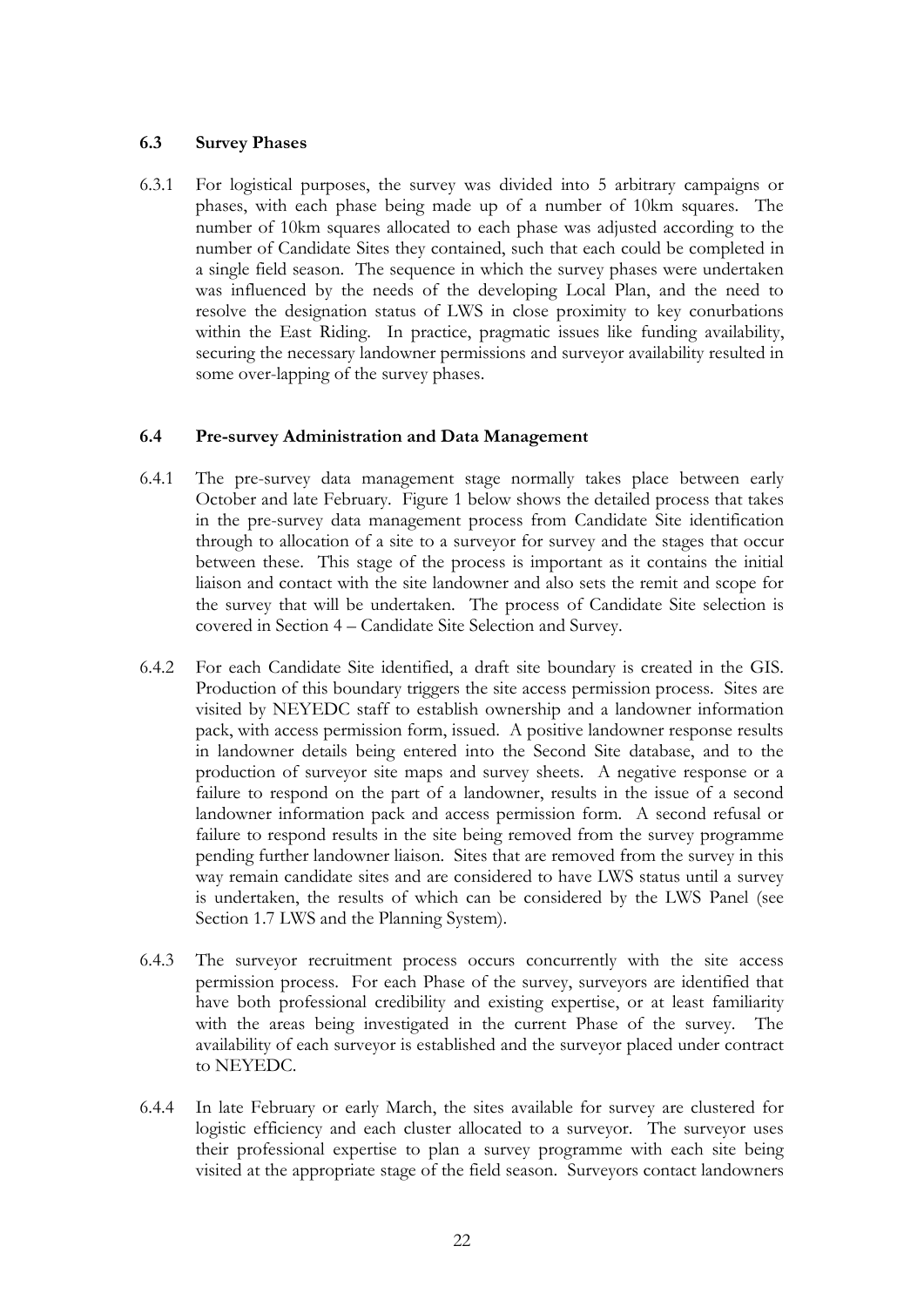### 6.3 Survey Phases

6.3.1 For logistical purposes, the survey was divided into 5 arbitrary campaigns or phases, with each phase being made up of a number of 10km squares. The number of 10km squares allocated to each phase was adjusted according to the number of Candidate Sites they contained, such that each could be completed in a single field season. The sequence in which the survey phases were undertaken was influenced by the needs of the developing Local Plan, and the need to resolve the designation status of LWS in close proximity to key conurbations within the East Riding. In practice, pragmatic issues like funding availability, securing the necessary landowner permissions and surveyor availability resulted in some over-lapping of the survey phases.

### 6.4 Pre-survey Administration and Data Management

6.4.1 The pre-survey data management stage normally takes place between early October and late February. Figure 1 below shows the detailed process that takes in the pre-survey data management process from Candidate Site identification through to allocation of a site to a surveyor for survey and the stages that occur between these. This stage of the process is important as it contains the initial liaison and contact with the site landowner and also sets the remit and scope for the survey that will be undertaken. The process of Candidate Site selection is covered in Section 4 – Candidate Site Selection and Survey.

6.4.2 For each Candidate Site identified, a draft site boundary is created in the GIS. Production of this boundary triggers the site access permission process. Sites are visited by NEYEDC staff to establish ownership and a landowner information pack, with access permission form, issued. A positive landowner response results in landowner details being entered into the Second Site database, and to the production of surveyor site maps and survey sheets. A negative response or a failure to respond on the part of a landowner, results in the issue of a second landowner information pack and access permission form. A second refusal or failure to respond results in the site being removed from the survey programme pending further landowner liaison. Sites that are removed from the survey in this way remain candidate sites and are considered to have LWS status until a survey is undertaken, the results of which can be considered by the LWS Panel (see Section 1.7 LWS and the Planning System).

6.4.3 The surveyor recruitment process occurs concurrently with the site access permission process. For each Phase of the survey, surveyors are identified that have both professional credibility and existing expertise, or at least familiarity with the areas being investigated in the current Phase of the survey. The availability of each surveyor is established and the surveyor placed under contract to NEYEDC.

6.4.4 In late February or early March, the sites available for survey are clustered for logistic efficiency and each cluster allocated to a surveyor. The surveyor uses their professional expertise to plan a survey programme with each site being visited at the appropriate stage of the field season. Surveyors contact landowners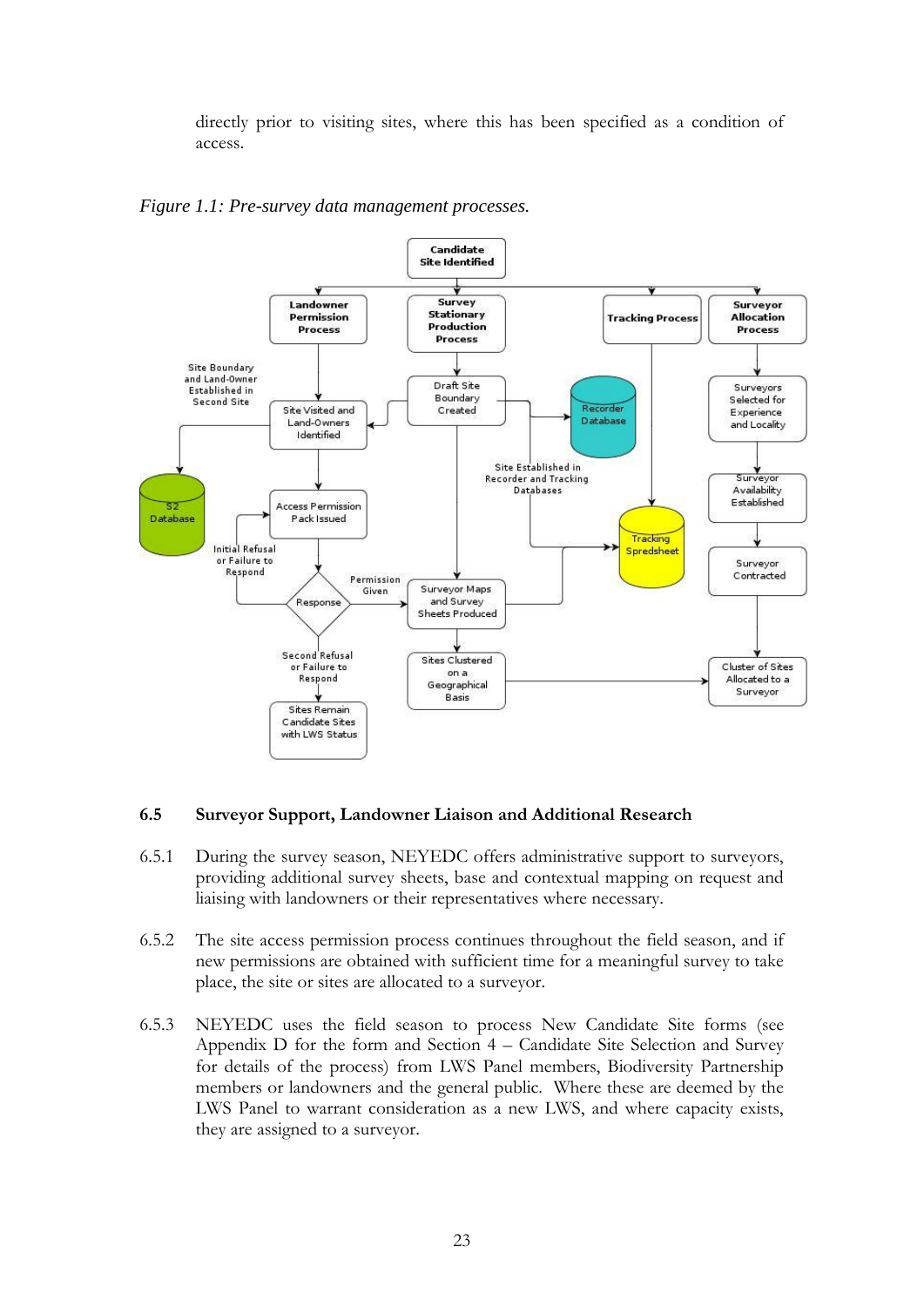directly prior to visiting sites, where this has been specified as a condition of access.

*Figure 1.1: Pre-survey data management processes.*

## 6.5 Surveyor Support, Landowner Liaison and Additional Research

6.5.1 During the survey season, NEYEDC offers administrative support to surveyors, providing additional survey sheets, base and contextual mapping on request and liaising with landowners or their representatives where necessary.

6.5.2 The site access permission process continues throughout the field season, and if new permissions are obtained with sufficient time for a meaningful survey to take place, the site or sites are allocated to a surveyor.

6.5.3 NEYEDC uses the field season to process New Candidate Site forms (see Appendix D for the form and Section 4 – Candidate Site Selection and Survey for details of the process) from LWS Panel members, Biodiversity Partnership members or landowners and the general public. Where these are deemed by the LWS Panel to warrant consideration as a new LWS, and where capacity exists, they are assigned to a surveyor.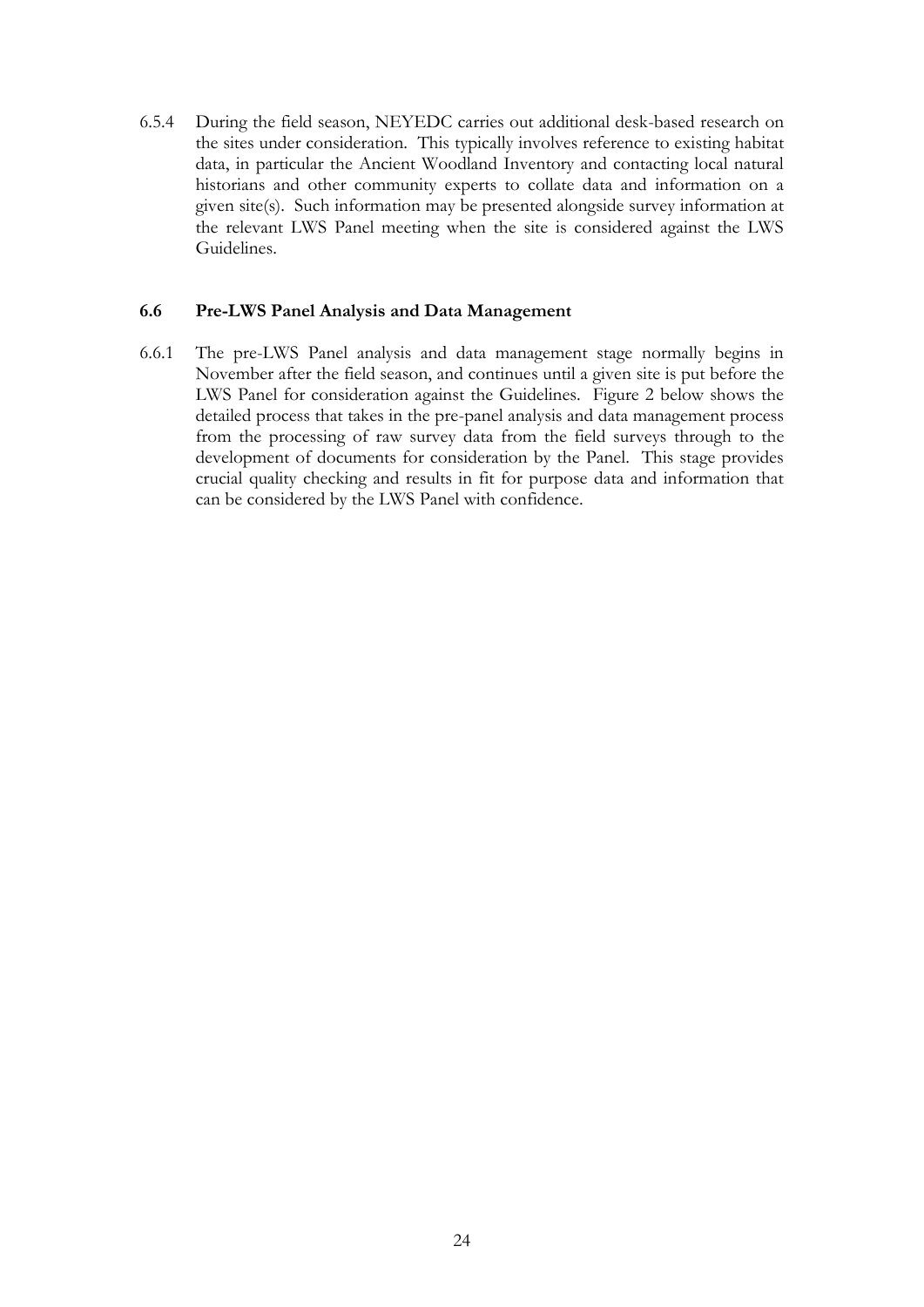6.5.4 During the field season, NEYEDC carries out additional desk-based research on the sites under consideration. This typically involves reference to existing habitat data, in particular the Ancient Woodland Inventory and contacting local natural historians and other community experts to collate data and information on a given site(s). Such information may be presented alongside survey information at the relevant LWS Panel meeting when the site is considered against the LWS Guidelines.

### 6.6 Pre-LWS Panel Analysis and Data Management

6.6.1 The pre-LWS Panel analysis and data management stage normally begins in November after the field season, and continues until a given site is put before the LWS Panel for consideration against the Guidelines. Figure 2 below shows the detailed process that takes in the pre-panel analysis and data management process from the processing of raw survey data from the field surveys through to the development of documents for consideration by the Panel. This stage provides crucial quality checking and results in fit for purpose data and information that can be considered by the LWS Panel with confidence.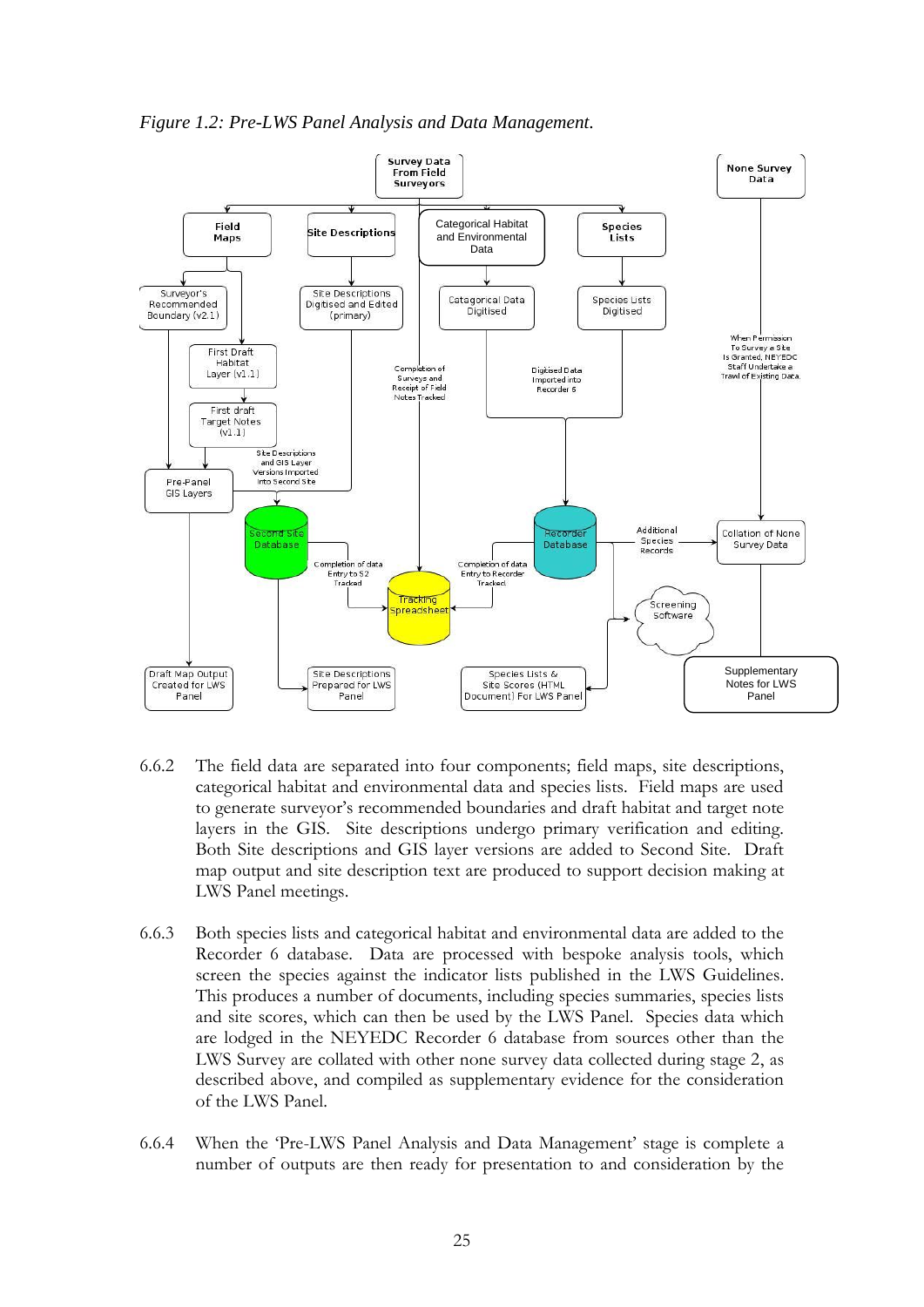*Figure 1.2: Pre-LWS Panel Analysis and Data Management.*

6.6.2 The field data are separated into four components; field maps, site descriptions, categorical habitat and environmental data and species lists. Field maps are used to generate surveyor's recommended boundaries and draft habitat and target note layers in the GIS. Site descriptions undergo primary verification and editing. Both Site descriptions and GIS layer versions are added to Second Site. Draft map output and site description text are produced to support decision making at LWS Panel meetings.

6.6.3 Both species lists and categorical habitat and environmental data are added to the Recorder 6 database. Data are processed with bespoke analysis tools, which screen the species against the indicator lists published in the LWS Guidelines. This produces a number of documents, including species summaries, species lists and site scores, which can then be used by the LWS Panel. Species data which are lodged in the NEYEDC Recorder 6 database from sources other than the LWS Survey are collated with other none survey data collected during stage 2, as described above, and compiled as supplementary evidence for the consideration of the LWS Panel.

6.6.4 When the 'Pre-LWS Panel Analysis and Data Management' stage is complete a number of outputs are then ready for presentation to and consideration by the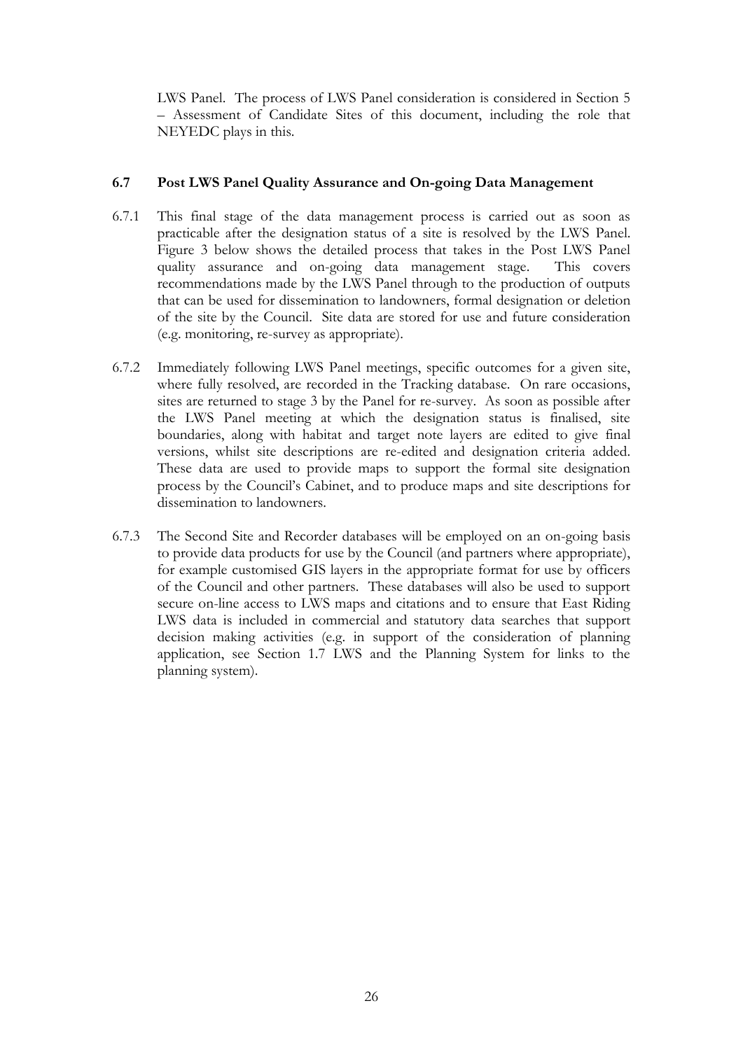LWS Panel. The process of LWS Panel consideration is considered in Section 5 – Assessment of Candidate Sites of this document, including the role that NEYEDC plays in this.

### 6.7 Post LWS Panel Quality Assurance and On-going Data Management

6.7.1 This final stage of the data management process is carried out as soon as practicable after the designation status of a site is resolved by the LWS Panel. Figure 3 below shows the detailed process that takes in the Post LWS Panel quality assurance and on-going data management stage. This covers recommendations made by the LWS Panel through to the production of outputs that can be used for dissemination to landowners, formal designation or deletion of the site by the Council. Site data are stored for use and future consideration (e.g. monitoring, re-survey as appropriate).

6.7.2 Immediately following LWS Panel meetings, specific outcomes for a given site, where fully resolved, are recorded in the Tracking database. On rare occasions, sites are returned to stage 3 by the Panel for re-survey. As soon as possible after the LWS Panel meeting at which the designation status is finalised, site boundaries, along with habitat and target note layers are edited to give final versions, whilst site descriptions are re-edited and designation criteria added. These data are used to provide maps to support the formal site designation process by the Council's Cabinet, and to produce maps and site descriptions for dissemination to landowners.

6.7.3 The Second Site and Recorder databases will be employed on an on-going basis to provide data products for use by the Council (and partners where appropriate), for example customised GIS layers in the appropriate format for use by officers of the Council and other partners. These databases will also be used to support secure on-line access to LWS maps and citations and to ensure that East Riding LWS data is included in commercial and statutory data searches that support decision making activities (e.g. in support of the consideration of planning application, see Section 1.7 LWS and the Planning System for links to the planning system).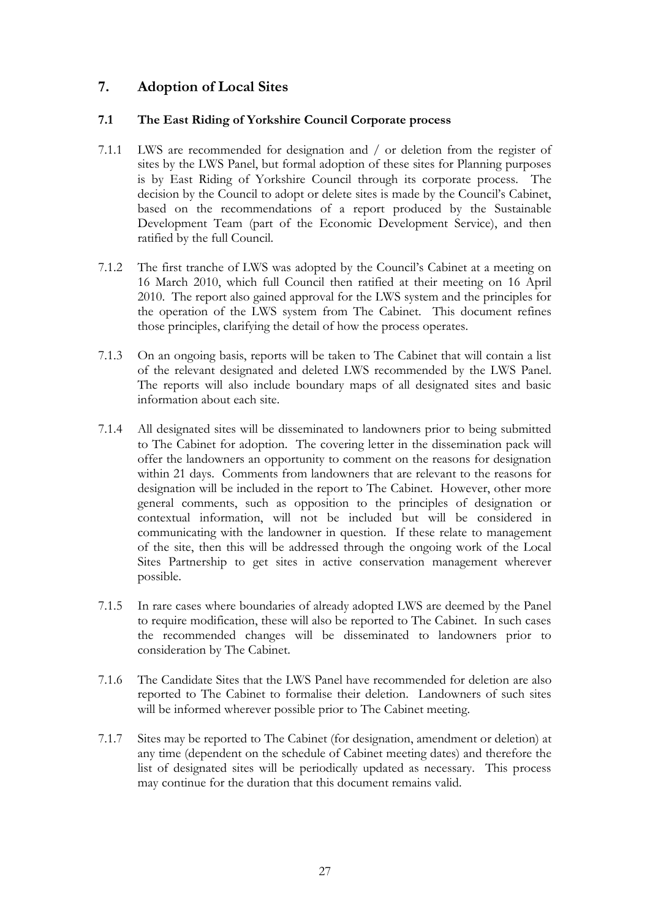## 7. Adoption of Local Sites

### 7.1 The East Riding of Yorkshire Council Corporate process

7.1.1 LWS are recommended for designation and / or deletion from the register of sites by the LWS Panel, but formal adoption of these sites for Planning purposes is by East Riding of Yorkshire Council through its corporate process. The decision by the Council to adopt or delete sites is made by the Council's Cabinet, based on the recommendations of a report produced by the Sustainable Development Team (part of the Economic Development Service), and then ratified by the full Council.

7.1.2 The first tranche of LWS was adopted by the Council's Cabinet at a meeting on 16 March 2010, which full Council then ratified at their meeting on 16 April 2010. The report also gained approval for the LWS system and the principles for the operation of the LWS system from The Cabinet. This document refines those principles, clarifying the detail of how the process operates.

7.1.3 On an ongoing basis, reports will be taken to The Cabinet that will contain a list of the relevant designated and deleted LWS recommended by the LWS Panel. The reports will also include boundary maps of all designated sites and basic information about each site.

7.1.4 All designated sites will be disseminated to landowners prior to being submitted to The Cabinet for adoption. The covering letter in the dissemination pack will offer the landowners an opportunity to comment on the reasons for designation within 21 days. Comments from landowners that are relevant to the reasons for designation will be included in the report to The Cabinet. However, other more general comments, such as opposition to the principles of designation or contextual information, will not be included but will be considered in communicating with the landowner in question. If these relate to management of the site, then this will be addressed through the ongoing work of the Local Sites Partnership to get sites in active conservation management wherever possible.

7.1.5 In rare cases where boundaries of already adopted LWS are deemed by the Panel to require modification, these will also be reported to The Cabinet. In such cases the recommended changes will be disseminated to landowners prior to consideration by The Cabinet.

7.1.6 The Candidate Sites that the LWS Panel have recommended for deletion are also reported to The Cabinet to formalise their deletion. Landowners of such sites will be informed wherever possible prior to The Cabinet meeting.

7.1.7 Sites may be reported to The Cabinet (for designation, amendment or deletion) at any time (dependent on the schedule of Cabinet meeting dates) and therefore the list of designated sites will be periodically updated as necessary. This process may continue for the duration that this document remains valid.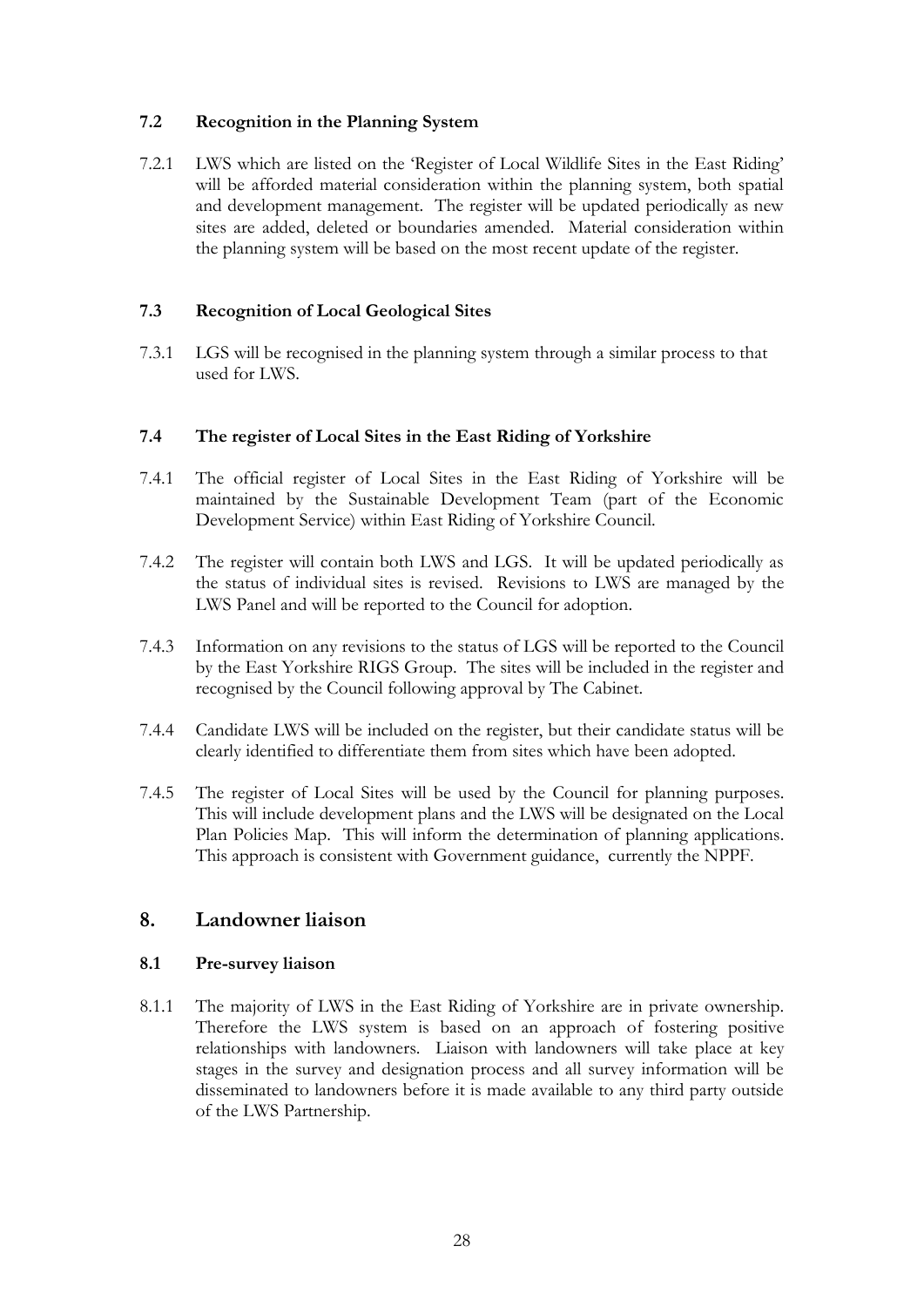### 7.2 Recognition in the Planning System

7.2.1 LWS which are listed on the 'Register of Local Wildlife Sites in the East Riding' will be afforded material consideration within the planning system, both spatial and development management. The register will be updated periodically as new sites are added, deleted or boundaries amended. Material consideration within the planning system will be based on the most recent update of the register.

### 7.3 Recognition of Local Geological Sites

7.3.1 LGS will be recognised in the planning system through a similar process to that used for LWS.

### 7.4 The register of Local Sites in the East Riding of Yorkshire

7.4.1 The official register of Local Sites in the East Riding of Yorkshire will be maintained by the Sustainable Development Team (part of the Economic Development Service) within East Riding of Yorkshire Council.

7.4.2 The register will contain both LWS and LGS. It will be updated periodically as the status of individual sites is revised. Revisions to LWS are managed by the LWS Panel and will be reported to the Council for adoption.

7.4.3 Information on any revisions to the status of LGS will be reported to the Council by the East Yorkshire RIGS Group. The sites will be included in the register and recognised by the Council following approval by The Cabinet.

7.4.4 Candidate LWS will be included on the register, but their candidate status will be clearly identified to differentiate them from sites which have been adopted.

7.4.5 The register of Local Sites will be used by the Council for planning purposes. This will include development plans and the LWS will be designated on the Local Plan Policies Map. This will inform the determination of planning applications. This approach is consistent with Government guidance, currently the NPPF.

## 8. Landowner liaison

### 8.1 Pre-survey liaison

8.1.1 The majority of LWS in the East Riding of Yorkshire are in private ownership. Therefore the LWS system is based on an approach of fostering positive relationships with landowners. Liaison with landowners will take place at key stages in the survey and designation process and all survey information will be disseminated to landowners before it is made available to any third party outside of the LWS Partnership.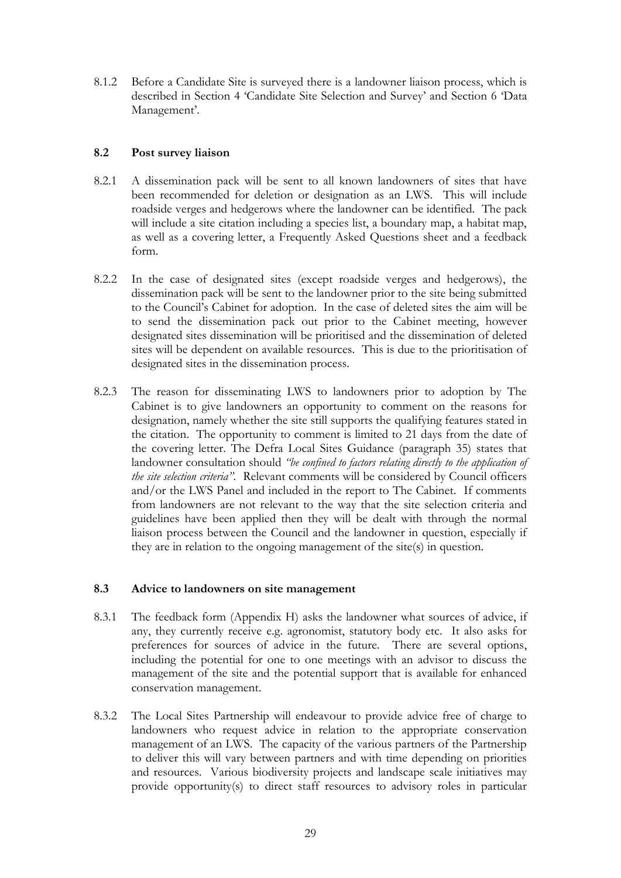8.1.2 Before a Candidate Site is surveyed there is a landowner liaison process, which is described in Section 4 'Candidate Site Selection and Survey' and Section 6 'Data Management'.

### 8.2 Post survey liaison

8.2.1 A dissemination pack will be sent to all known landowners of sites that have been recommended for deletion or designation as an LWS. This will include roadside verges and hedgerows where the landowner can be identified. The pack will include a site citation including a species list, a boundary map, a habitat map, as well as a covering letter, a Frequently Asked Questions sheet and a feedback form.

8.2.2 In the case of designated sites (except roadside verges and hedgerows), the dissemination pack will be sent to the landowner prior to the site being submitted to the Council's Cabinet for adoption. In the case of deleted sites the aim will be to send the dissemination pack out prior to the Cabinet meeting, however designated sites dissemination will be prioritised and the dissemination of deleted sites will be dependent on available resources. This is due to the prioritisation of designated sites in the dissemination process.

8.2.3 The reason for disseminating LWS to landowners prior to adoption by The Cabinet is to give landowners an opportunity to comment on the reasons for designation, namely whether the site still supports the qualifying features stated in the citation. The opportunity to comment is limited to 21 days from the date of the covering letter. The Defra Local Sites Guidance (paragraph 35) states that landowner consultation should *"be confined to factors relating directly to the application of the site selection criteria"*. Relevant comments will be considered by Council officers and/or the LWS Panel and included in the report to The Cabinet. If comments from landowners are not relevant to the way that the site selection criteria and guidelines have been applied then they will be dealt with through the normal liaison process between the Council and the landowner in question, especially if they are in relation to the ongoing management of the site(s) in question.

### 8.3 Advice to landowners on site management

8.3.1 The feedback form (Appendix H) asks the landowner what sources of advice, if any, they currently receive e.g. agronomist, statutory body etc. It also asks for preferences for sources of advice in the future. There are several options, including the potential for one to one meetings with an advisor to discuss the management of the site and the potential support that is available for enhanced conservation management.

8.3.2 The Local Sites Partnership will endeavour to provide advice free of charge to landowners who request advice in relation to the appropriate conservation management of an LWS. The capacity of the various partners of the Partnership to deliver this will vary between partners and with time depending on priorities and resources. Various biodiversity projects and landscape scale initiatives may provide opportunity(s) to direct staff resources to advisory roles in particular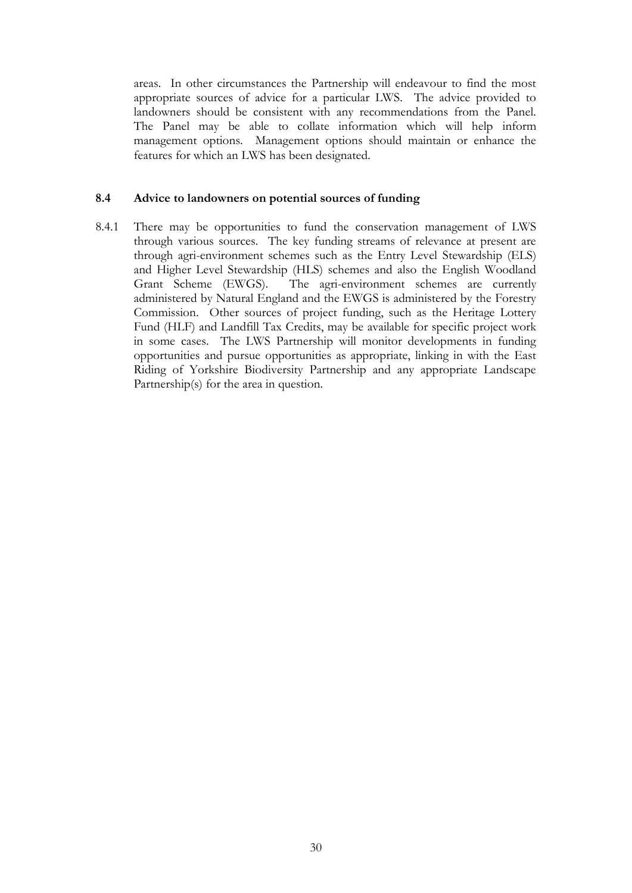areas. In other circumstances the Partnership will endeavour to find the most appropriate sources of advice for a particular LWS. The advice provided to landowners should be consistent with any recommendations from the Panel. The Panel may be able to collate information which will help inform management options. Management options should maintain or enhance the features for which an LWS has been designated.

### 8.4 Advice to landowners on potential sources of funding

8.4.1 There may be opportunities to fund the conservation management of LWS through various sources. The key funding streams of relevance at present are through agri-environment schemes such as the Entry Level Stewardship (ELS) and Higher Level Stewardship (HLS) schemes and also the English Woodland Grant Scheme (EWGS). The agri-environment schemes are currently administered by Natural England and the EWGS is administered by the Forestry Commission. Other sources of project funding, such as the Heritage Lottery Fund (HLF) and Landfill Tax Credits, may be available for specific project work in some cases. The LWS Partnership will monitor developments in funding opportunities and pursue opportunities as appropriate, linking in with the East Riding of Yorkshire Biodiversity Partnership and any appropriate Landscape Partnership(s) for the area in question.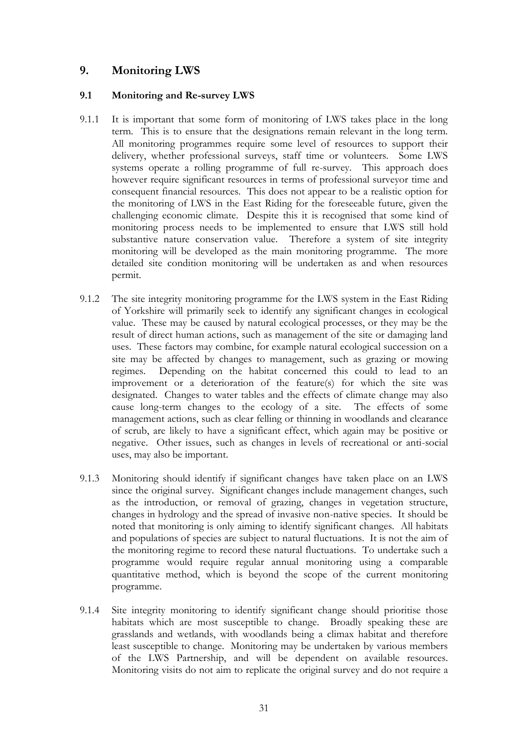## 9. Monitoring LWS

### 9.1 Monitoring and Re-survey LWS

9.1.1 It is important that some form of monitoring of LWS takes place in the long term. This is to ensure that the designations remain relevant in the long term. All monitoring programmes require some level of resources to support their delivery, whether professional surveys, staff time or volunteers. Some LWS systems operate a rolling programme of full re-survey. This approach does however require significant resources in terms of professional surveyor time and consequent financial resources. This does not appear to be a realistic option for the monitoring of LWS in the East Riding for the foreseeable future, given the challenging economic climate. Despite this it is recognised that some kind of monitoring process needs to be implemented to ensure that LWS still hold substantive nature conservation value. Therefore a system of site integrity monitoring will be developed as the main monitoring programme. The more detailed site condition monitoring will be undertaken as and when resources permit.

9.1.2 The site integrity monitoring programme for the LWS system in the East Riding of Yorkshire will primarily seek to identify any significant changes in ecological value. These may be caused by natural ecological processes, or they may be the result of direct human actions, such as management of the site or damaging land uses. These factors may combine, for example natural ecological succession on a site may be affected by changes to management, such as grazing or mowing regimes. Depending on the habitat concerned this could to lead to an improvement or a deterioration of the feature(s) for which the site was designated. Changes to water tables and the effects of climate change may also cause long-term changes to the ecology of a site. The effects of some management actions, such as clear felling or thinning in woodlands and clearance of scrub, are likely to have a significant effect, which again may be positive or negative. Other issues, such as changes in levels of recreational or anti-social uses, may also be important.

9.1.3 Monitoring should identify if significant changes have taken place on an LWS since the original survey. Significant changes include management changes, such as the introduction, or removal of grazing, changes in vegetation structure, changes in hydrology and the spread of invasive non-native species. It should be noted that monitoring is only aiming to identify significant changes. All habitats and populations of species are subject to natural fluctuations. It is not the aim of the monitoring regime to record these natural fluctuations. To undertake such a programme would require regular annual monitoring using a comparable quantitative method, which is beyond the scope of the current monitoring programme.

9.1.4 Site integrity monitoring to identify significant change should prioritise those habitats which are most susceptible to change. Broadly speaking these are grasslands and wetlands, with woodlands being a climax habitat and therefore least susceptible to change. Monitoring may be undertaken by various members of the LWS Partnership, and will be dependent on available resources. Monitoring visits do not aim to replicate the original survey and do not require a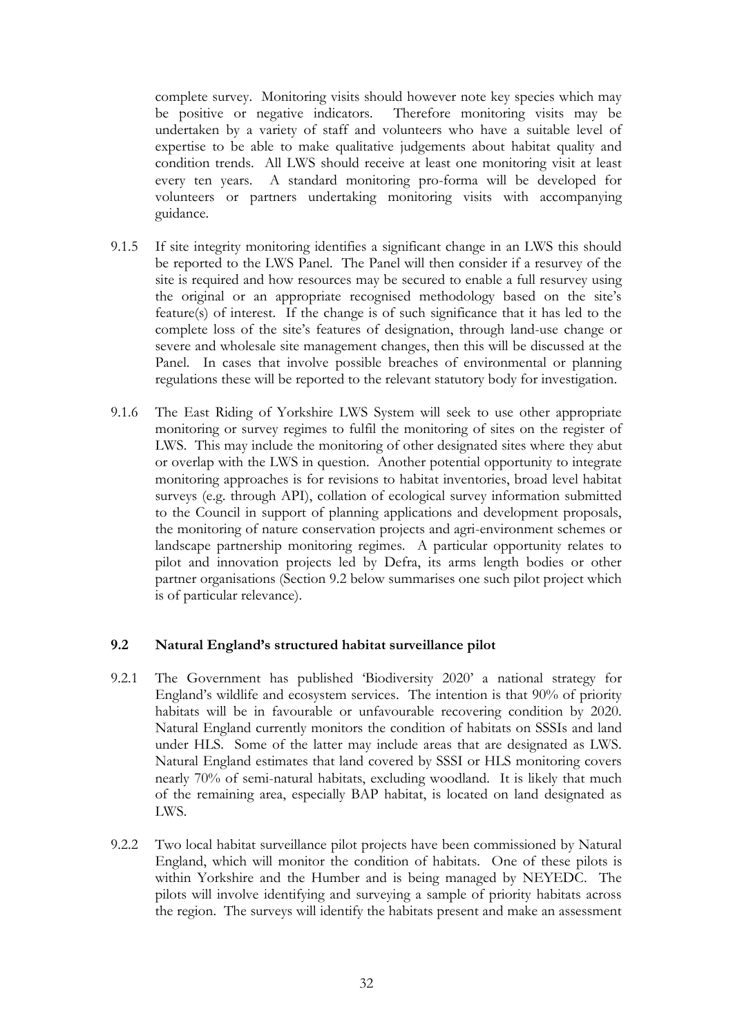complete survey. Monitoring visits should however note key species which may be positive or negative indicators. Therefore monitoring visits may be undertaken by a variety of staff and volunteers who have a suitable level of expertise to be able to make qualitative judgements about habitat quality and condition trends. All LWS should receive at least one monitoring visit at least every ten years. A standard monitoring pro-forma will be developed for volunteers or partners undertaking monitoring visits with accompanying guidance.

9.1.5 If site integrity monitoring identifies a significant change in an LWS this should be reported to the LWS Panel. The Panel will then consider if a resurvey of the site is required and how resources may be secured to enable a full resurvey using the original or an appropriate recognised methodology based on the site's feature(s) of interest. If the change is of such significance that it has led to the complete loss of the site's features of designation, through land-use change or severe and wholesale site management changes, then this will be discussed at the Panel. In cases that involve possible breaches of environmental or planning regulations these will be reported to the relevant statutory body for investigation.

9.1.6 The East Riding of Yorkshire LWS System will seek to use other appropriate monitoring or survey regimes to fulfil the monitoring of sites on the register of LWS. This may include the monitoring of other designated sites where they abut or overlap with the LWS in question. Another potential opportunity to integrate monitoring approaches is for revisions to habitat inventories, broad level habitat surveys (e.g. through API), collation of ecological survey information submitted to the Council in support of planning applications and development proposals, the monitoring of nature conservation projects and agri-environment schemes or landscape partnership monitoring regimes. A particular opportunity relates to pilot and innovation projects led by Defra, its arms length bodies or other partner organisations (Section 9.2 below summarises one such pilot project which is of particular relevance).

## 9.2 Natural England's structured habitat surveillance pilot

9.2.1 The Government has published 'Biodiversity 2020' a national strategy for England's wildlife and ecosystem services. The intention is that 90% of priority habitats will be in favourable or unfavourable recovering condition by 2020. Natural England currently monitors the condition of habitats on SSSIs and land under HLS. Some of the latter may include areas that are designated as LWS. Natural England estimates that land covered by SSSI or HLS monitoring covers nearly 70% of semi-natural habitats, excluding woodland. It is likely that much of the remaining area, especially BAP habitat, is located on land designated as LWS.

9.2.2 Two local habitat surveillance pilot projects have been commissioned by Natural England, which will monitor the condition of habitats. One of these pilots is within Yorkshire and the Humber and is being managed by NEYEDC. The pilots will involve identifying and surveying a sample of priority habitats across the region. The surveys will identify the habitats present and make an assessment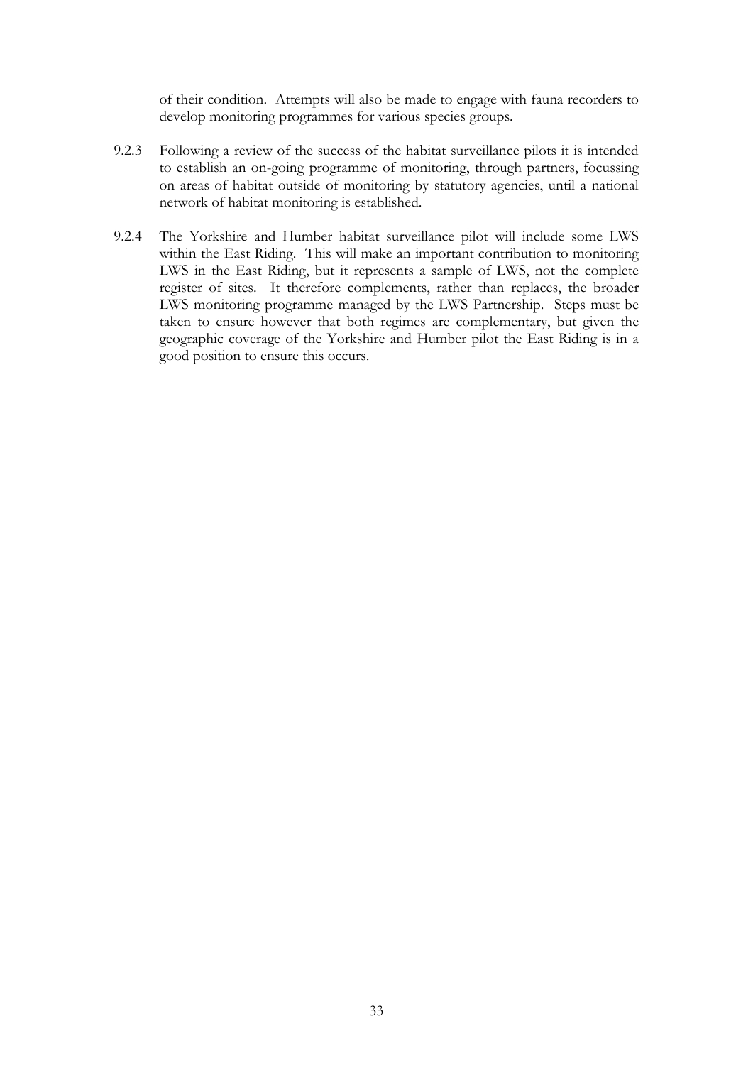of their condition. Attempts will also be made to engage with fauna recorders to develop monitoring programmes for various species groups.

9.2.3 Following a review of the success of the habitat surveillance pilots it is intended to establish an on-going programme of monitoring, through partners, focussing on areas of habitat outside of monitoring by statutory agencies, until a national network of habitat monitoring is established.

9.2.4 The Yorkshire and Humber habitat surveillance pilot will include some LWS within the East Riding. This will make an important contribution to monitoring LWS in the East Riding, but it represents a sample of LWS, not the complete register of sites. It therefore complements, rather than replaces, the broader LWS monitoring programme managed by the LWS Partnership. Steps must be taken to ensure however that both regimes are complementary, but given the geographic coverage of the Yorkshire and Humber pilot the East Riding is in a good position to ensure this occurs.